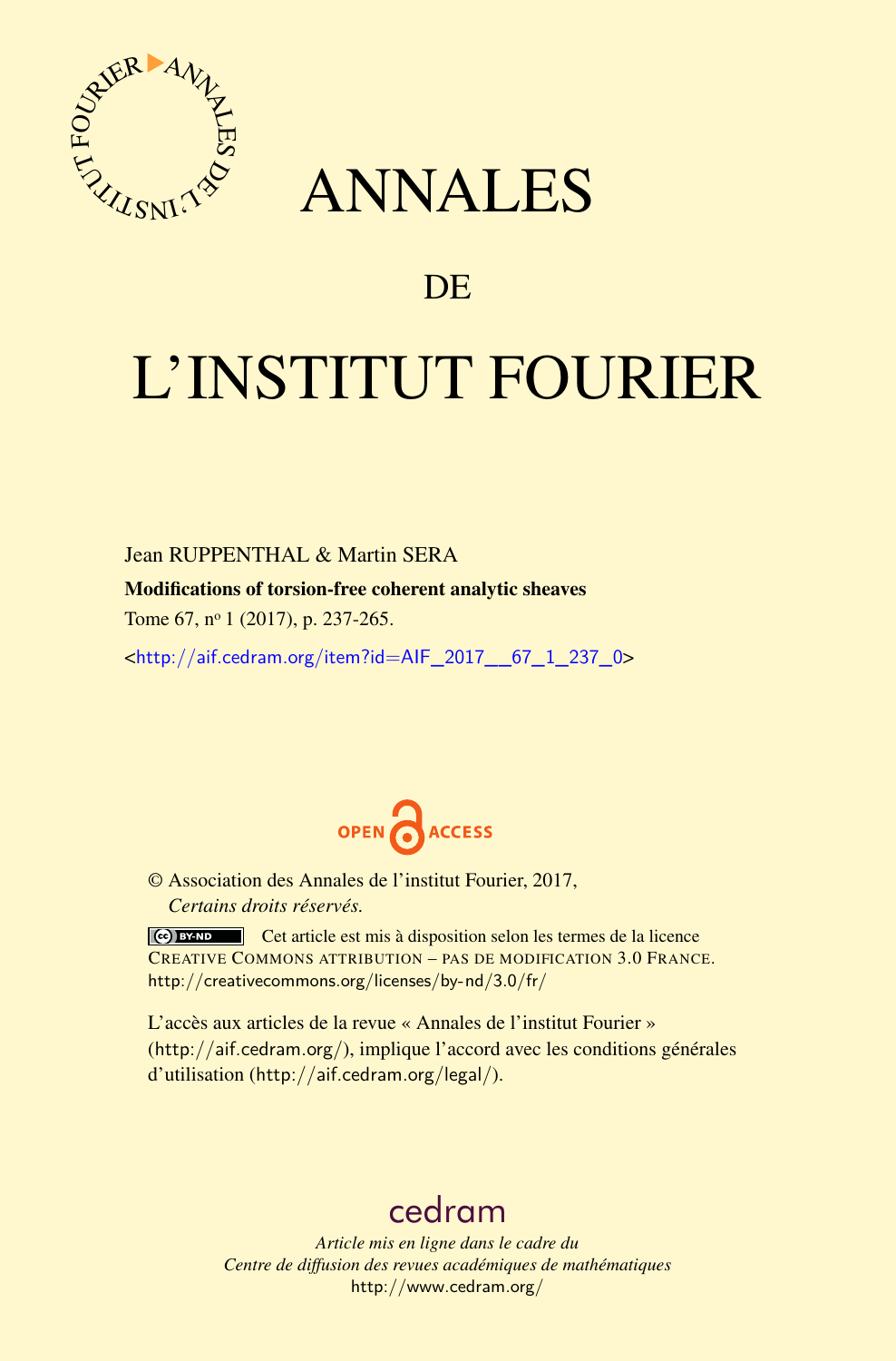# ANNALES

## DE

# L'INSTITUT FOURIER

Jean RUPPENTHAL & Martin SERA

**Modifications of torsion-free coherent analytic sheaves**

Tome 67, nº 1 (2017), p. 237-265.

<http://aif.cedram.org/item?id=AIF_2017__67_1_237_0>

OPEN ACCESS

© Association des Annales de l'institut Fourier, 2017,
*Certains droits réservés.*

Cet article est mis à disposition selon les termes de la licence CREATIVE COMMONS ATTRIBUTION – PAS DE MODIFICATION 3.0 FRANCE.
http://creativecommons.org/licenses/by-nd/3.0/fr/

L'accès aux articles de la revue « Annales de l'institut Fourier » (http://aif.cedram.org/), implique l'accord avec les conditions générales d'utilisation (http://aif.cedram.org/legal/).

cedram

*Article mis en ligne dans le cadre du*
*Centre de diffusion des revues académiques de mathématiques*
http://www.cedram.org/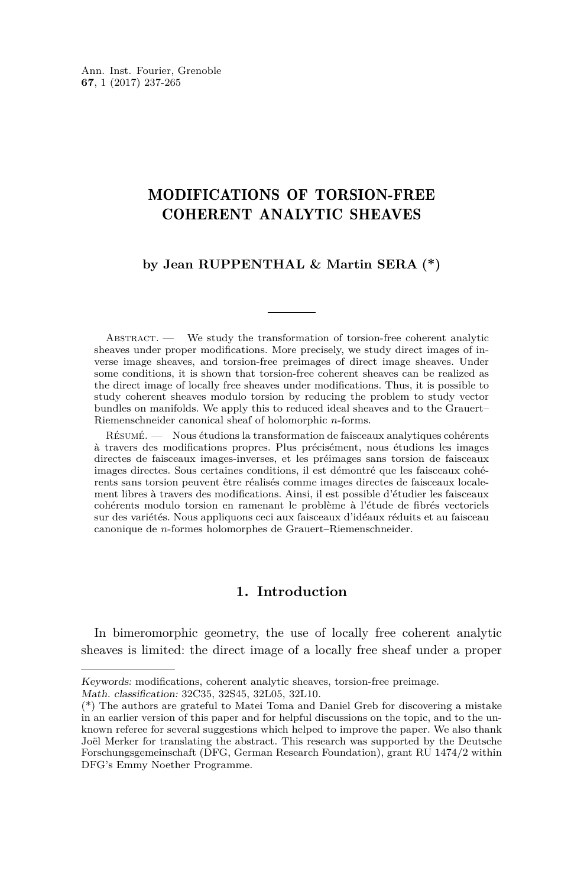# MODIFICATIONS OF TORSION-FREE COHERENT ANALYTIC SHEAVES

**by Jean RUPPENTHAL & Martin SERA (\*)**

Abstract. — We study the transformation of torsion-free coherent analytic sheaves under proper modifications. More precisely, we study direct images of inverse image sheaves, and torsion-free preimages of direct image sheaves. Under some conditions, it is shown that torsion-free coherent sheaves can be realized as the direct image of locally free sheaves under modifications. Thus, it is possible to study coherent sheaves modulo torsion by reducing the problem to study vector bundles on manifolds. We apply this to reduced ideal sheaves and to the Grauert–Riemenschneider canonical sheaf of holomorphic $n$-forms.

Résumé. — Nous étudions la transformation de faisceaux analytiques cohérents à travers des modifications propres. Plus précisément, nous étudions les images directes de faisceaux images-inverses, et les préimages sans torsion de faisceaux images directes. Sous certaines conditions, il est démontré que les faisceaux cohérents sans torsion peuvent être réalisés comme images directes de faisceaux localement libres à travers des modifications. Ainsi, il est possible d'étudier les faisceaux cohérents modulo torsion en ramenant le problème à l'étude de fibrés vectoriels sur des variétés. Nous appliquons ceci aux faisceaux d'idéaux réduits et au faisceau canonique de $n$-formes holomorphes de Grauert–Riemenschneider.

## 1. Introduction

In bimeromorphic geometry, the use of locally free coherent analytic sheaves is limited: the direct image of a locally free sheaf under a proper

---

*Keywords:* modifications, coherent analytic sheaves, torsion-free preimage.

*Math. classification:* 32C35, 32S45, 32L05, 32L10.

(\*) The authors are grateful to Matei Toma and Daniel Greb for discovering a mistake in an earlier version of this paper and for helpful discussions on the topic, and to the unknown referee for several suggestions which helped to improve the paper. We also thank Joël Merker for translating the abstract. This research was supported by the Deutsche Forschungsgemeinschaft (DFG, German Research Foundation), grant RU 1474/2 within DFG's Emmy Noether Programme.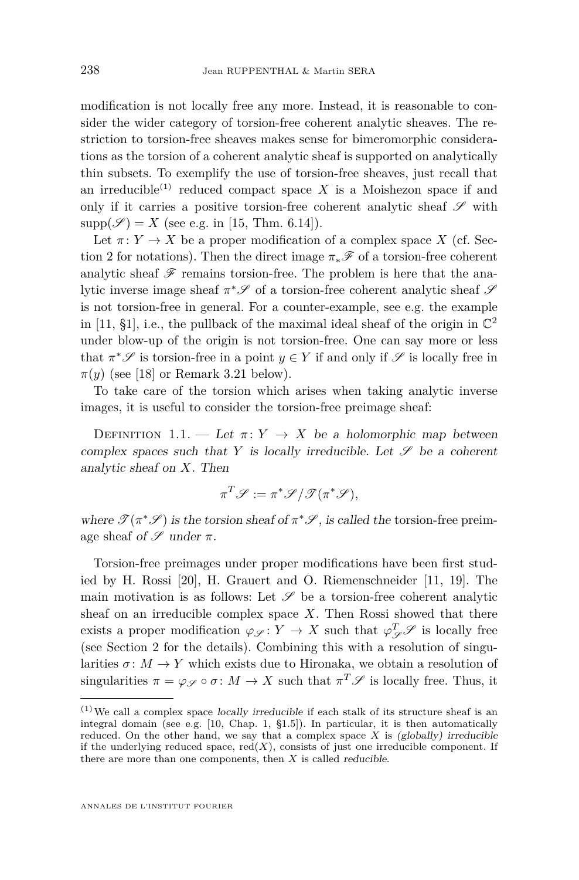modification is not locally free any more. Instead, it is reasonable to consider the wider category of torsion-free coherent analytic sheaves. The restriction to torsion-free sheaves makes sense for bimeromorphic considerations as the torsion of a coherent analytic sheaf is supported on analytically thin subsets. To exemplify the use of torsion-free sheaves, just recall that an irreducible[(1)] reduced compact space $X$ is a Moishezon space if and only if it carries a positive torsion-free coherent analytic sheaf $\mathscr{S}$ with $\operatorname{supp}(\mathscr{S}) = X$ (see e.g. in [15, Thm. 6.14]).

Let $\pi\colon Y \to X$ be a proper modification of a complex space $X$ (cf. Section 2 for notations). Then the direct image $\pi_*\mathscr{F}$ of a torsion-free coherent analytic sheaf $\mathscr{F}$ remains torsion-free. The problem is here that the analytic inverse image sheaf $\pi^*\mathscr{S}$ of a torsion-free coherent analytic sheaf $\mathscr{S}$ is not torsion-free in general. For a counter-example, see e.g. the example in [11, §1], i.e., the pullback of the maximal ideal sheaf of the origin in $\mathbb{C}^2$ under blow-up of the origin is not torsion-free. One can say more or less that $\pi^*\mathscr{S}$ is torsion-free in a point $y \in Y$ if and only if $\mathscr{S}$ is locally free in $\pi(y)$ (see [18] or Remark 3.21 below).

To take care of the torsion which arises when taking analytic inverse images, it is useful to consider the torsion-free preimage sheaf:

Definition 1.1. — *Let $\pi\colon Y \to X$ be a holomorphic map between complex spaces such that $Y$ is locally irreducible. Let $\mathscr{S}$ be a coherent analytic sheaf on $X$. Then*

$$\pi^T\mathscr{S} := \pi^*\mathscr{S}/\mathscr{T}(\pi^*\mathscr{S}),$$

*where $\mathscr{T}(\pi^*\mathscr{S})$ is the torsion sheaf of $\pi^*\mathscr{S}$, is called the* torsion-free preimage sheaf *of $\mathscr{S}$ under $\pi$.*

Torsion-free preimages under proper modifications have been first studied by H. Rossi [20], H. Grauert and O. Riemenschneider [11, 19]. The main motivation is as follows: Let $\mathscr{S}$ be a torsion-free coherent analytic sheaf on an irreducible complex space $X$. Then Rossi showed that there exists a proper modification $\varphi_{\mathscr{S}}\colon Y \to X$ such that $\varphi_{\mathscr{S}}^T\mathscr{S}$ is locally free (see Section 2 for the details). Combining this with a resolution of singularities $\sigma\colon M \to Y$ which exists due to Hironaka, we obtain a resolution of singularities $\pi = \varphi_{\mathscr{S}} \circ \sigma\colon M \to X$ such that $\pi^T\mathscr{S}$ is locally free. Thus, it

---

[(1)] We call a complex space *locally irreducible* if each stalk of its structure sheaf is an integral domain (see e.g. [10, Chap. 1, §1.5]). In particular, it is then automatically reduced. On the other hand, we say that a complex space $X$ is *(globally) irreducible* if the underlying reduced space, $\operatorname{red}(X)$, consists of just one irreducible component. If there are more than one components, then $X$ is called *reducible*.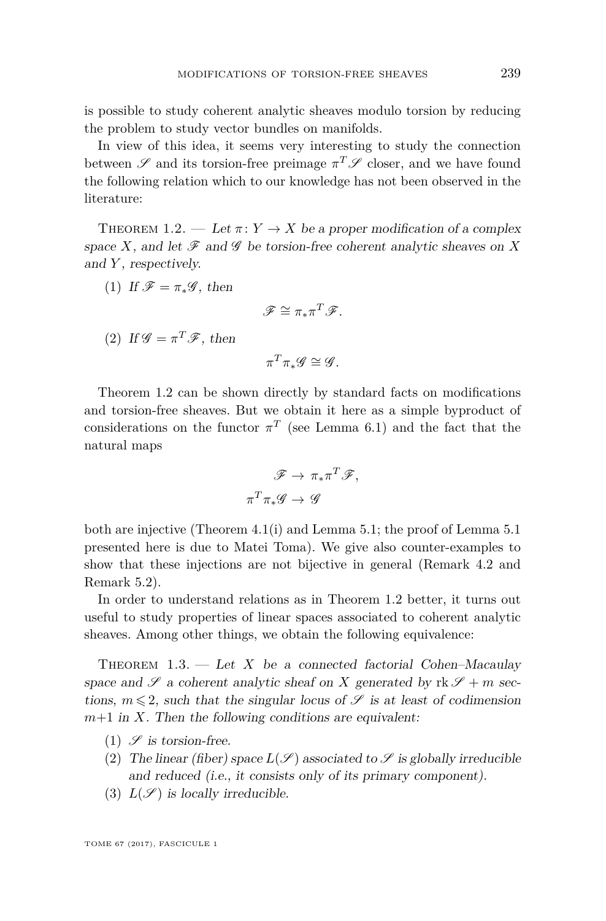is possible to study coherent analytic sheaves modulo torsion by reducing the problem to study vector bundles on manifolds.

In view of this idea, it seems very interesting to study the connection between $\mathscr{S}$ and its torsion-free preimage $\pi^T\mathscr{S}$ closer, and we have found the following relation which to our knowledge has not been observed in the literature:

Theorem 1.2. — *Let $\pi\colon Y \to X$ be a proper modification of a complex space $X$, and let $\mathscr{F}$ and $\mathscr{G}$ be torsion-free coherent analytic sheaves on $X$ and $Y$, respectively.*

(1) *If $\mathscr{F} = \pi_*\mathscr{G}$, then*

$$\mathscr{F} \cong \pi_*\pi^T\mathscr{F}.$$

(2) *If $\mathscr{G} = \pi^T\mathscr{F}$, then*

$$\pi^T\pi_*\mathscr{G} \cong \mathscr{G}.$$

Theorem 1.2 can be shown directly by standard facts on modifications and torsion-free sheaves. But we obtain it here as a simple byproduct of considerations on the functor $\pi^T$ (see Lemma 6.1) and the fact that the natural maps

$$\mathscr{F} \to \pi_*\pi^T\mathscr{F},$$
$$\pi^T\pi_*\mathscr{G} \to \mathscr{G}$$

both are injective (Theorem 4.1(i) and Lemma 5.1; the proof of Lemma 5.1 presented here is due to Matei Toma). We give also counter-examples to show that these injections are not bijective in general (Remark 4.2 and Remark 5.2).

In order to understand relations as in Theorem 1.2 better, it turns out useful to study properties of linear spaces associated to coherent analytic sheaves. Among other things, we obtain the following equivalence:

Theorem 1.3. — *Let $X$ be a connected factorial Cohen–Macaulay space and $\mathscr{S}$ a coherent analytic sheaf on $X$ generated by $\operatorname{rk}\mathscr{S} + m$ sections, $m \leqslant 2$, such that the singular locus of $\mathscr{S}$ is at least of codimension $m+1$ in $X$. Then the following conditions are equivalent:*

(1) *$\mathscr{S}$ is torsion-free.*
(2) *The linear (fiber) space $L(\mathscr{S})$ associated to $\mathscr{S}$ is globally irreducible and reduced (i.e., it consists only of its primary component).*
(3) *$L(\mathscr{S})$ is locally irreducible.*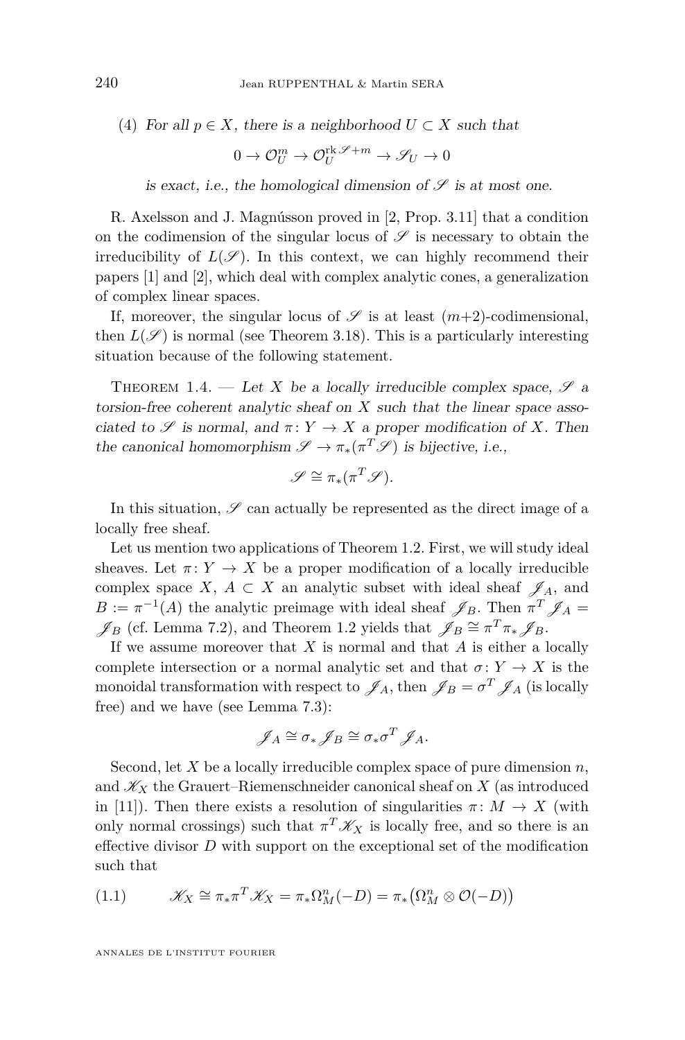(4) *For all $p \in X$, there is a neighborhood $U \subset X$ such that*

$$0 \to \mathcal{O}_U^m \to \mathcal{O}_U^{\operatorname{rk}\mathscr{S}+m} \to \mathscr{S}_U \to 0$$

*is exact, i.e., the homological dimension of $\mathscr{S}$ is at most one.*

R. Axelsson and J. Magnússon proved in [2, Prop. 3.11] that a condition on the codimension of the singular locus of $\mathscr{S}$ is necessary to obtain the irreducibility of $L(\mathscr{S})$. In this context, we can highly recommend their papers [1] and [2], which deal with complex analytic cones, a generalization of complex linear spaces.

If, moreover, the singular locus of $\mathscr{S}$ is at least $(m+2)$-codimensional, then $L(\mathscr{S})$ is normal (see Theorem 3.18). This is a particularly interesting situation because of the following statement.

Theorem 1.4. — *Let $X$ be a locally irreducible complex space, $\mathscr{S}$ a torsion-free coherent analytic sheaf on $X$ such that the linear space associated to $\mathscr{S}$ is normal, and $\pi\colon Y \to X$ a proper modification of $X$. Then the canonical homomorphism $\mathscr{S} \to \pi_*(\pi^T\mathscr{S})$ is bijective, i.e.,*

$$\mathscr{S} \cong \pi_*(\pi^T\mathscr{S}).$$

In this situation, $\mathscr{S}$ can actually be represented as the direct image of a locally free sheaf.

Let us mention two applications of Theorem 1.2. First, we will study ideal sheaves. Let $\pi\colon Y \to X$ be a proper modification of a locally irreducible complex space $X$, $A \subset X$ an analytic subset with ideal sheaf $\mathscr{J}_A$, and $B := \pi^{-1}(A)$ the analytic preimage with ideal sheaf $\mathscr{J}_B$. Then $\pi^T\mathscr{J}_A = \mathscr{J}_B$ (cf. Lemma 7.2), and Theorem 1.2 yields that $\mathscr{J}_B \cong \pi^T\pi_*\mathscr{J}_B$.

If we assume moreover that $X$ is normal and that $A$ is either a locally complete intersection or a normal analytic set and that $\sigma\colon Y \to X$ is the monoidal transformation with respect to $\mathscr{J}_A$, then $\mathscr{J}_B = \sigma^T\mathscr{J}_A$ (is locally free) and we have (see Lemma 7.3):

$$\mathscr{J}_A \cong \sigma_*\mathscr{J}_B \cong \sigma_*\sigma^T\mathscr{J}_A.$$

Second, let $X$ be a locally irreducible complex space of pure dimension $n$, and $\mathscr{K}_X$ the Grauert–Riemenschneider canonical sheaf on $X$ (as introduced in [11]). Then there exists a resolution of singularities $\pi\colon M \to X$ (with only normal crossings) such that $\pi^T\mathscr{K}_X$ is locally free, and so there is an effective divisor $D$ with support on the exceptional set of the modification such that

$$\mathscr{K}_X \cong \pi_*\pi^T\mathscr{K}_X = \pi_*\Omega_M^n(-D) = \pi_*\big(\Omega_M^n \otimes \mathcal{O}(-D)\big) \tag{1.1}$$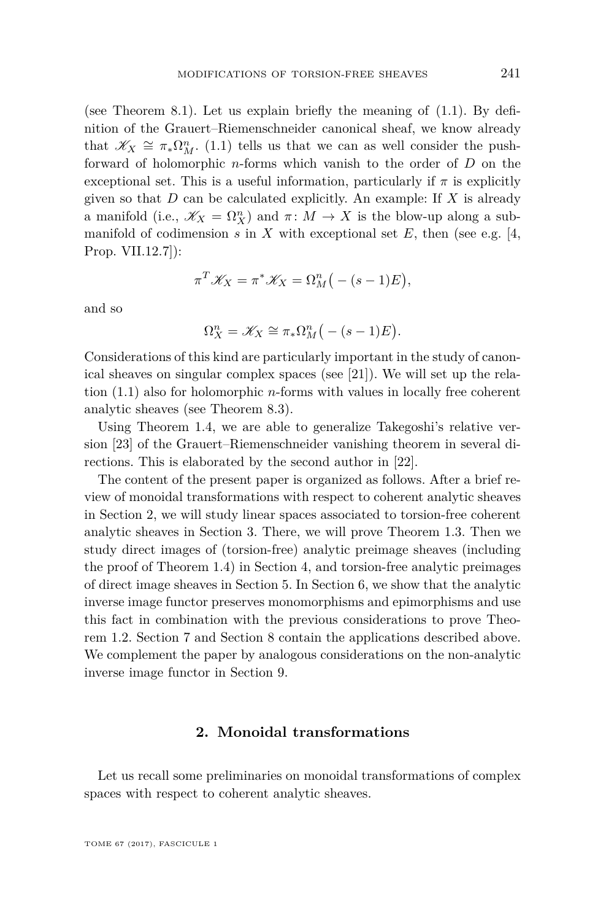(see Theorem 8.1). Let us explain briefly the meaning of (1.1). By definition of the Grauert–Riemenschneider canonical sheaf, we know already that $\mathscr{K}_X \cong \pi_*\Omega^n_M$. (1.1) tells us that we can as well consider the push-forward of holomorphic $n$-forms which vanish to the order of $D$ on the exceptional set. This is a useful information, particularly if $\pi$ is explicitly given so that $D$ can be calculated explicitly. An example: If $X$ is already a manifold (i.e., $\mathscr{K}_X = \Omega^n_X$) and $\pi\colon M \to X$ is the blow-up along a submanifold of codimension $s$ in $X$ with exceptional set $E$, then (see e.g. [4, Prop. VII.12.7]):

$$\pi^T\mathscr{K}_X = \pi^*\mathscr{K}_X = \Omega^n_M\big(-(s-1)E\big),$$

and so

$$\Omega^n_X = \mathscr{K}_X \cong \pi_*\Omega^n_M\big(-(s-1)E\big).$$

Considerations of this kind are particularly important in the study of canonical sheaves on singular complex spaces (see [21]). We will set up the relation (1.1) also for holomorphic $n$-forms with values in locally free coherent analytic sheaves (see Theorem 8.3).

Using Theorem 1.4, we are able to generalize Takegoshi's relative version [23] of the Grauert–Riemenschneider vanishing theorem in several directions. This is elaborated by the second author in [22].

The content of the present paper is organized as follows. After a brief review of monoidal transformations with respect to coherent analytic sheaves in Section 2, we will study linear spaces associated to torsion-free coherent analytic sheaves in Section 3. There, we will prove Theorem 1.3. Then we study direct images of (torsion-free) analytic preimage sheaves (including the proof of Theorem 1.4) in Section 4, and torsion-free analytic preimages of direct image sheaves in Section 5. In Section 6, we show that the analytic inverse image functor preserves monomorphisms and epimorphisms and use this fact in combination with the previous considerations to prove Theorem 1.2. Section 7 and Section 8 contain the applications described above. We complement the paper by analogous considerations on the non-analytic inverse image functor in Section 9.

## 2. Monoidal transformations

Let us recall some preliminaries on monoidal transformations of complex spaces with respect to coherent analytic sheaves.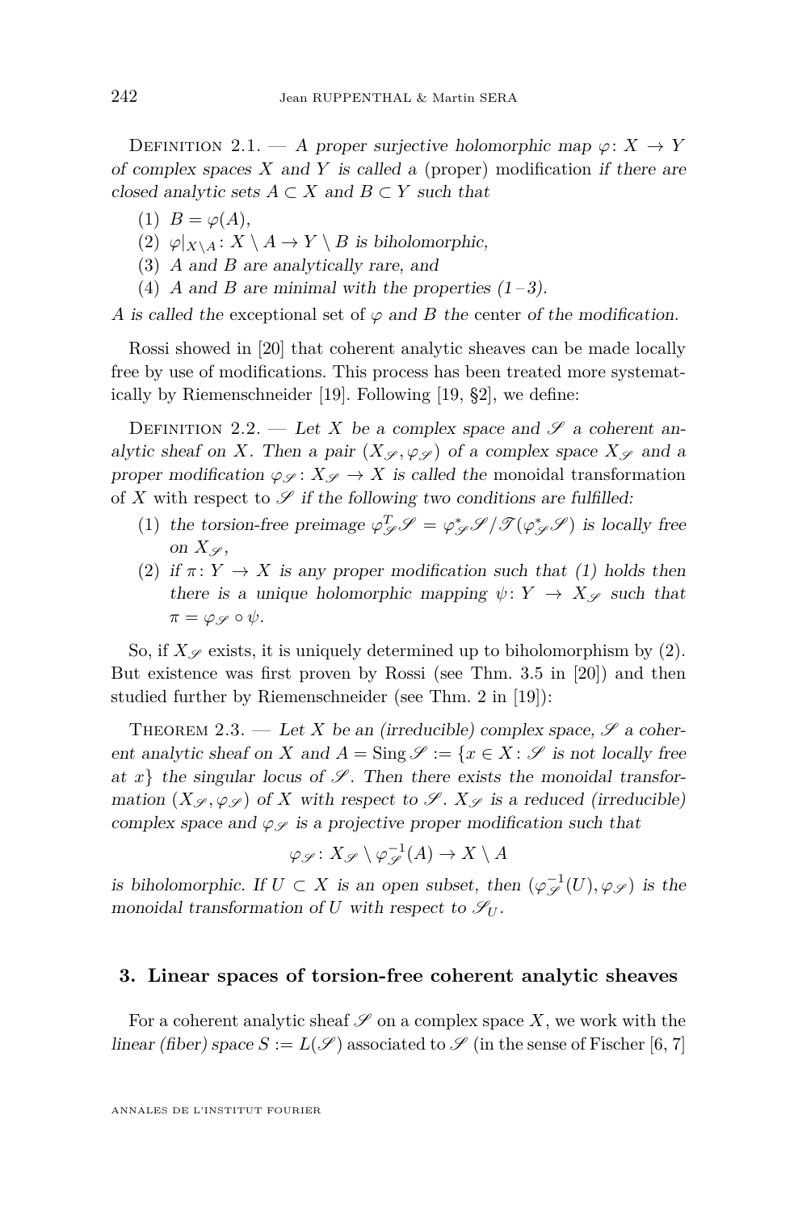Definition 2.1. — *A proper surjective holomorphic map $\varphi\colon X \to Y$ of complex spaces $X$ and $Y$ is called a* (proper) modification *if there are closed analytic sets $A \subset X$ and $B \subset Y$ such that*

1. *$B = \varphi(A)$,*
2. *$\varphi|_{X\setminus A}\colon X \setminus A \to Y \setminus B$ is biholomorphic,*
3. *$A$ and $B$ are analytically rare, and*
4. *$A$ and $B$ are minimal with the properties (1–3).*

*$A$ is called the* exceptional set *of $\varphi$ and $B$ the* center *of the modification.*

Rossi showed in [20] that coherent analytic sheaves can be made locally free by use of modifications. This process has been treated more systematically by Riemenschneider [19]. Following [19, §2], we define:

Definition 2.2. — *Let $X$ be a complex space and $\mathscr{S}$ a coherent analytic sheaf on $X$. Then a pair $(X_{\mathscr{S}}, \varphi_{\mathscr{S}})$ of a complex space $X_{\mathscr{S}}$ and a proper modification $\varphi_{\mathscr{S}}\colon X_{\mathscr{S}} \to X$ is called the* monoidal transformation of $X$ with respect to $\mathscr{S}$ *if the following two conditions are fulfilled:*

1. *the torsion-free preimage $\varphi^T_{\mathscr{S}}\mathscr{S} = \varphi^*_{\mathscr{S}}\mathscr{S}/\mathscr{T}(\varphi^*_{\mathscr{S}}\mathscr{S})$ is locally free on $X_{\mathscr{S}}$,*
2. *if $\pi\colon Y \to X$ is any proper modification such that (1) holds then there is a unique holomorphic mapping $\psi\colon Y \to X_{\mathscr{S}}$ such that $\pi = \varphi_{\mathscr{S}} \circ \psi$.*

So, if $X_{\mathscr{S}}$ exists, it is uniquely determined up to biholomorphism by (2). But existence was first proven by Rossi (see Thm. 3.5 in [20]) and then studied further by Riemenschneider (see Thm. 2 in [19]):

Theorem 2.3. — *Let $X$ be an (irreducible) complex space, $\mathscr{S}$ a coherent analytic sheaf on $X$ and $A = \operatorname{Sing}\mathscr{S} := \{x \in X : \mathscr{S}$ is not locally free at $x\}$ the singular locus of $\mathscr{S}$. Then there exists the monoidal transformation $(X_{\mathscr{S}}, \varphi_{\mathscr{S}})$ of $X$ with respect to $\mathscr{S}$. $X_{\mathscr{S}}$ is a reduced (irreducible) complex space and $\varphi_{\mathscr{S}}$ is a projective proper modification such that*

$$\varphi_{\mathscr{S}}\colon X_{\mathscr{S}} \setminus \varphi_{\mathscr{S}}^{-1}(A) \to X \setminus A$$

*is biholomorphic. If $U \subset X$ is an open subset, then $(\varphi_{\mathscr{S}}^{-1}(U), \varphi_{\mathscr{S}})$ is the monoidal transformation of $U$ with respect to $\mathscr{S}_U$.*

## 3. Linear spaces of torsion-free coherent analytic sheaves

For a coherent analytic sheaf $\mathscr{S}$ on a complex space $X$, we work with the *linear (fiber) space* $S := L(\mathscr{S})$ associated to $\mathscr{S}$ (in the sense of Fischer [6, 7]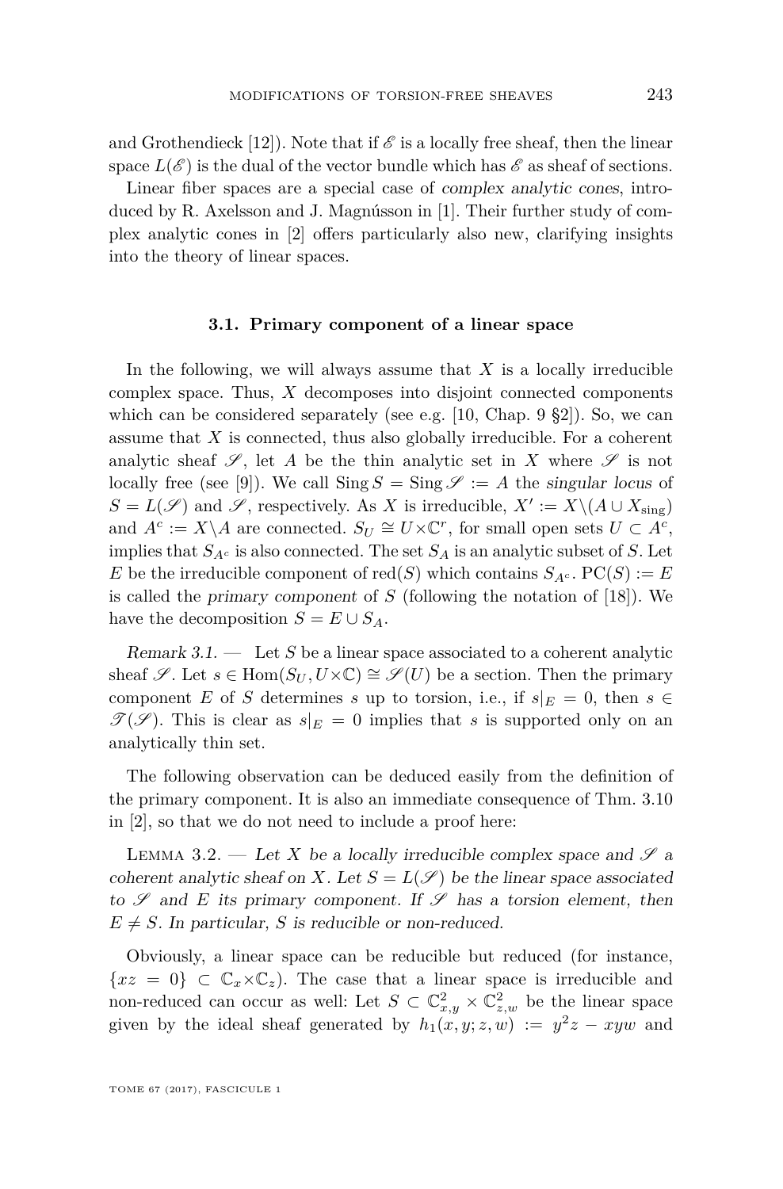and Grothendieck [12]). Note that if $\mathscr{E}$ is a locally free sheaf, then the linear space $L(\mathscr{E})$ is the dual of the vector bundle which has $\mathscr{E}$ as sheaf of sections.

Linear fiber spaces are a special case of *complex analytic cones*, introduced by R. Axelsson and J. Magnússon in [1]. Their further study of complex analytic cones in [2] offers particularly also new, clarifying insights into the theory of linear spaces.

### 3.1. Primary component of a linear space

In the following, we will always assume that $X$ is a locally irreducible complex space. Thus, $X$ decomposes into disjoint connected components which can be considered separately (see e.g. [10, Chap. 9 §2]). So, we can assume that $X$ is connected, thus also globally irreducible. For a coherent analytic sheaf $\mathscr{S}$, let $A$ be the thin analytic set in $X$ where $\mathscr{S}$ is not locally free (see [9]). We call $\operatorname{Sing} S = \operatorname{Sing} \mathscr{S} := A$ the *singular locus* of $S = L(\mathscr{S})$ and $\mathscr{S}$, respectively. As $X$ is irreducible, $X' := X \backslash (A \cup X_{\text{sing}})$ and $A^c := X \backslash A$ are connected. $S_U \cong U \times \mathbb{C}^r$, for small open sets $U \subset A^c$, implies that $S_{A^c}$ is also connected. The set $S_A$ is an analytic subset of $S$. Let $E$ be the irreducible component of $\operatorname{red}(S)$ which contains $S_{A^c}$. $\operatorname{PC}(S) := E$ is called the *primary component* of $S$ (following the notation of [18]). We have the decomposition $S = E \cup S_A$.

*Remark 3.1.* — Let $S$ be a linear space associated to a coherent analytic sheaf $\mathscr{S}$. Let $s \in \operatorname{Hom}(S_U, U \times \mathbb{C}) \cong \mathscr{S}(U)$ be a section. Then the primary component $E$ of $S$ determines $s$ up to torsion, i.e., if $s|_E = 0$, then $s \in \mathscr{T}(\mathscr{S})$. This is clear as $s|_E = 0$ implies that $s$ is supported only on an analytically thin set.

The following observation can be deduced easily from the definition of the primary component. It is also an immediate consequence of Thm. 3.10 in [2], so that we do not need to include a proof here:

Lemma 3.2. — *Let $X$ be a locally irreducible complex space and $\mathscr{S}$ a coherent analytic sheaf on $X$. Let $S = L(\mathscr{S})$ be the linear space associated to $\mathscr{S}$ and $E$ its primary component. If $\mathscr{S}$ has a torsion element, then $E \neq S$. In particular, $S$ is reducible or non-reduced.*

Obviously, a linear space can be reducible but reduced (for instance, $\{xz = 0\} \subset \mathbb{C}_x \times \mathbb{C}_z$). The case that a linear space is irreducible and non-reduced can occur as well: Let $S \subset \mathbb{C}^2_{x,y} \times \mathbb{C}^2_{z,w}$ be the linear space given by the ideal sheaf generated by $h_1(x, y; z, w) := y^2 z - xyw$ and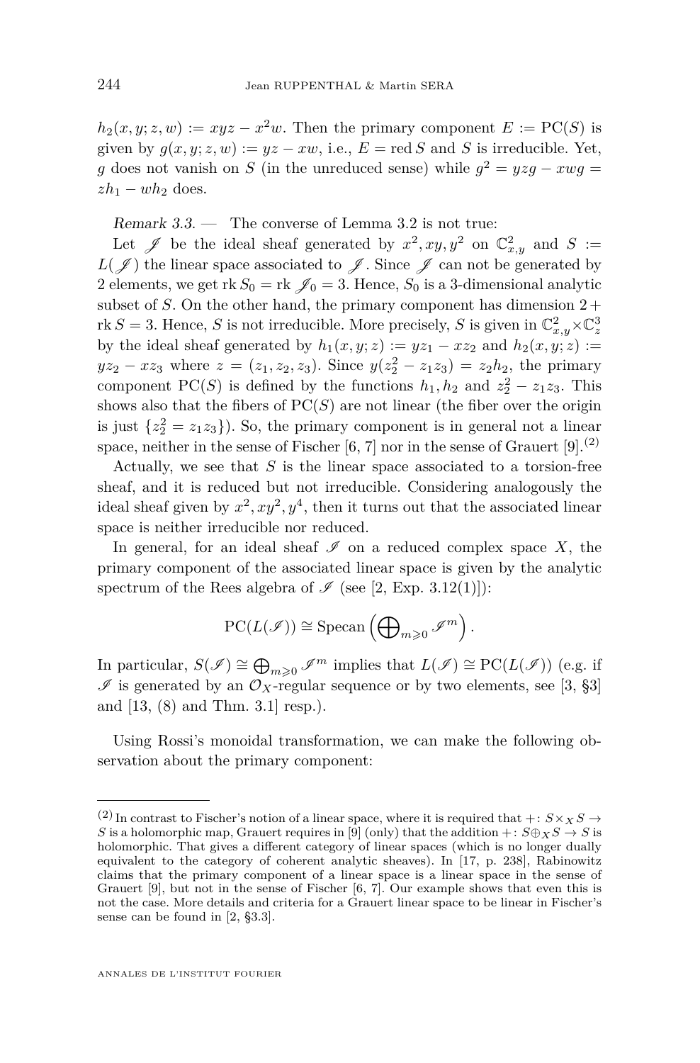$h_2(x,y;z,w) := xyz - x^2w$. Then the primary component $E := \mathrm{PC}(S)$ is given by $g(x,y;z,w) := yz - xw$, i.e., $E = \mathrm{red}\, S$ and $S$ is irreducible. Yet, $g$ does not vanish on $S$ (in the unreduced sense) while $g^2 = yzg - xwg = zh_1 - wh_2$ does.

*Remark 3.3.* — The converse of Lemma 3.2 is not true:

Let $\mathscr{J}$ be the ideal sheaf generated by $x^2, xy, y^2$ on $\mathbb{C}^2_{x,y}$ and $S := L(\mathscr{J})$ the linear space associated to $\mathscr{J}$. Since $\mathscr{J}$ can not be generated by 2 elements, we get $\mathrm{rk}\, S_0 = \mathrm{rk}\, \mathscr{J}_0 = 3$. Hence, $S_0$ is a 3-dimensional analytic subset of $S$. On the other hand, the primary component has dimension $2 + \mathrm{rk}\, S = 3$. Hence, $S$ is not irreducible. More precisely, $S$ is given in $\mathbb{C}^2_{x,y} \times \mathbb{C}^3_z$ by the ideal sheaf generated by $h_1(x,y;z) := yz_1 - xz_2$ and $h_2(x,y;z) := yz_2 - xz_3$ where $z = (z_1, z_2, z_3)$. Since $y(z_2^2 - z_1z_3) = z_2h_2$, the primary component $\mathrm{PC}(S)$ is defined by the functions $h_1, h_2$ and $z_2^2 - z_1z_3$. This shows also that the fibers of $\mathrm{PC}(S)$ are not linear (the fiber over the origin is just $\{z_2^2 = z_1z_3\}$). So, the primary component is in general not a linear space, neither in the sense of Fischer [6, 7] nor in the sense of Grauert [9].(2)

Actually, we see that $S$ is the linear space associated to a torsion-free sheaf, and it is reduced but not irreducible. Considering analogously the ideal sheaf given by $x^2, xy^2, y^4$, then it turns out that the associated linear space is neither irreducible nor reduced.

In general, for an ideal sheaf $\mathscr{I}$ on a reduced complex space $X$, the primary component of the associated linear space is given by the analytic spectrum of the Rees algebra of $\mathscr{I}$ (see [2, Exp. 3.12(1)]):

$$\mathrm{PC}(L(\mathscr{I})) \cong \mathrm{Specan}\left(\bigoplus\nolimits_{m\geqslant 0} \mathscr{I}^m\right).$$

In particular, $S(\mathscr{I}) \cong \bigoplus_{m\geqslant 0} \mathscr{I}^m$ implies that $L(\mathscr{I}) \cong \mathrm{PC}(L(\mathscr{I}))$ (e.g. if $\mathscr{I}$ is generated by an $\mathcal{O}_X$-regular sequence or by two elements, see [3, §3] and [13, (8) and Thm. 3.1] resp.).

Using Rossi's monoidal transformation, we can make the following observation about the primary component:

---

(2) In contrast to Fischer's notion of a linear space, where it is required that $+\colon S\times_X S \to S$ is a holomorphic map, Grauert requires in [9] (only) that the addition $+\colon S\oplus_X S \to S$ is holomorphic. That gives a different category of linear spaces (which is no longer dually equivalent to the category of coherent analytic sheaves). In [17, p. 238], Rabinowitz claims that the primary component of a linear space is a linear space in the sense of Grauert [9], but not in the sense of Fischer [6, 7]. Our example shows that even this is not the case. More details and criteria for a Grauert linear space to be linear in Fischer's sense can be found in [2, §3.3].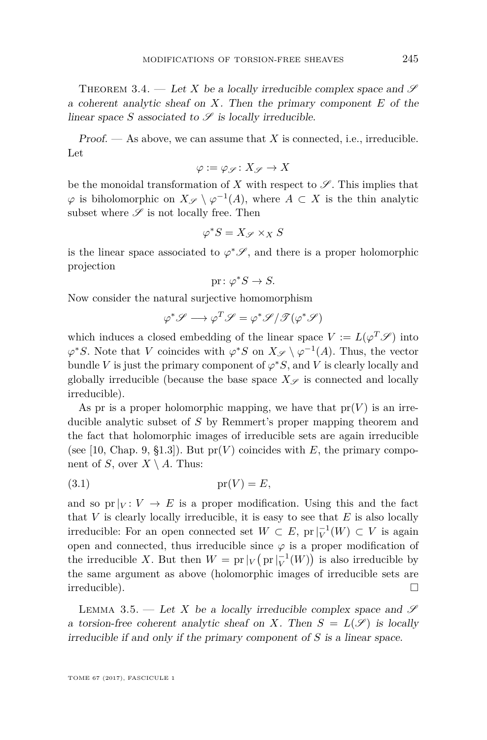Theorem 3.4. — *Let $X$ be a locally irreducible complex space and $\mathscr{S}$ a coherent analytic sheaf on $X$. Then the primary component $E$ of the linear space $S$ associated to $\mathscr{S}$ is locally irreducible.*

*Proof.* — As above, we can assume that $X$ is connected, i.e., irreducible. Let

$$\varphi := \varphi_{\mathscr{S}} \colon X_{\mathscr{S}} \to X$$

be the monoidal transformation of $X$ with respect to $\mathscr{S}$. This implies that $\varphi$ is biholomorphic on $X_{\mathscr{S}} \setminus \varphi^{-1}(A)$, where $A \subset X$ is the thin analytic subset where $\mathscr{S}$ is not locally free. Then

$$\varphi^* S = X_{\mathscr{S}} \times_X S$$

is the linear space associated to $\varphi^*\mathscr{S}$, and there is a proper holomorphic projection

$$\mathrm{pr} \colon \varphi^* S \to S.$$

Now consider the natural surjective homomorphism

$$\varphi^*\mathscr{S} \longrightarrow \varphi^T\mathscr{S} = \varphi^*\mathscr{S}/\mathscr{T}(\varphi^*\mathscr{S})$$

which induces a closed embedding of the linear space $V := L(\varphi^T\mathscr{S})$ into $\varphi^* S$. Note that $V$ coincides with $\varphi^* S$ on $X_{\mathscr{S}} \setminus \varphi^{-1}(A)$. Thus, the vector bundle $V$ is just the primary component of $\varphi^* S$, and $V$ is clearly locally and globally irreducible (because the base space $X_{\mathscr{S}}$ is connected and locally irreducible).

As pr is a proper holomorphic mapping, we have that $\mathrm{pr}(V)$ is an irreducible analytic subset of $S$ by Remmert's proper mapping theorem and the fact that holomorphic images of irreducible sets are again irreducible (see [10, Chap. 9, §1.3]). But $\mathrm{pr}(V)$ coincides with $E$, the primary component of $S$, over $X \setminus A$. Thus:

$$\mathrm{pr}(V) = E, \tag{3.1}$$

and so $\mathrm{pr}|_V \colon V \to E$ is a proper modification. Using this and the fact that $V$ is clearly locally irreducible, it is easy to see that $E$ is also locally irreducible: For an open connected set $W \subset E$, $\mathrm{pr}|_V^{-1}(W) \subset V$ is again open and connected, thus irreducible since $\varphi$ is a proper modification of the irreducible $X$. But then $W = \mathrm{pr}|_V\big(\mathrm{pr}|_V^{-1}(W)\big)$ is also irreducible by the same argument as above (holomorphic images of irreducible sets are irreducible). □

Lemma 3.5. — *Let $X$ be a locally irreducible complex space and $\mathscr{S}$ a torsion-free coherent analytic sheaf on $X$. Then $S = L(\mathscr{S})$ is locally irreducible if and only if the primary component of $S$ is a linear space.*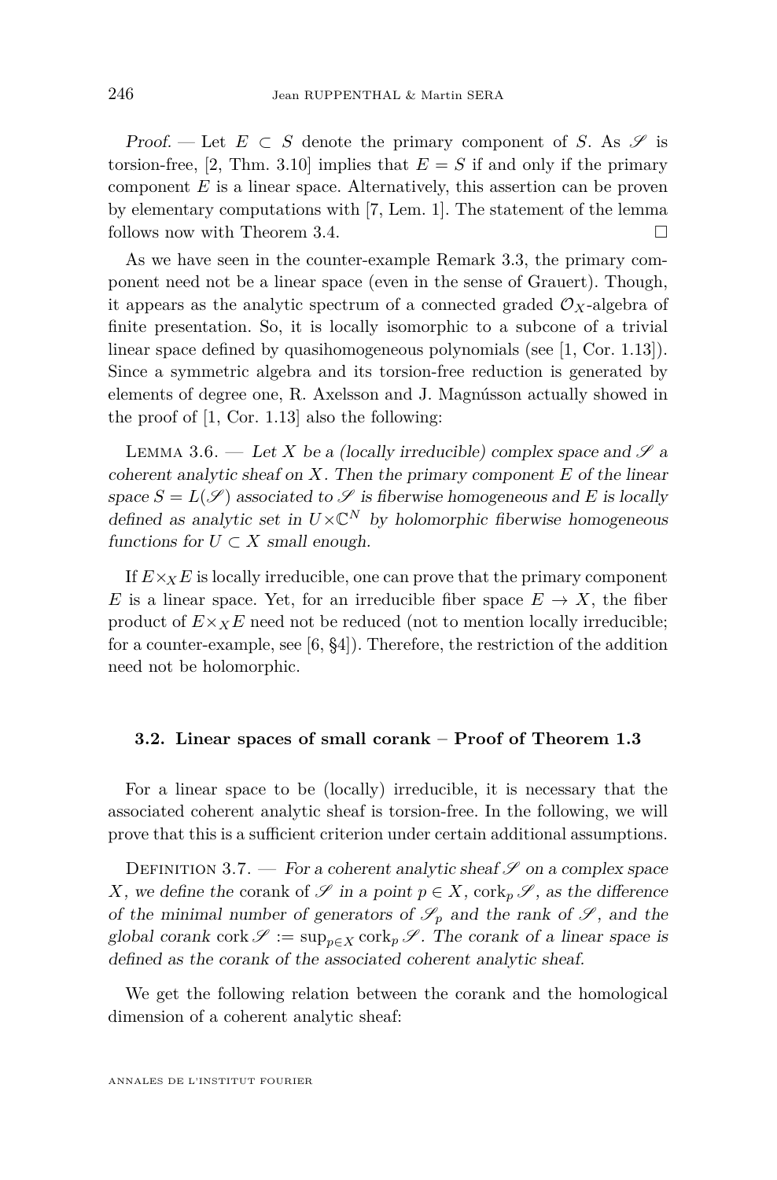*Proof.* — Let $E \subset S$ denote the primary component of $S$. As $\mathscr{S}$ is torsion-free, [2, Thm. 3.10] implies that $E = S$ if and only if the primary component $E$ is a linear space. Alternatively, this assertion can be proven by elementary computations with [7, Lem. 1]. The statement of the lemma follows now with Theorem 3.4. □

As we have seen in the counter-example Remark 3.3, the primary component need not be a linear space (even in the sense of Grauert). Though, it appears as the analytic spectrum of a connected graded $\mathcal{O}_X$-algebra of finite presentation. So, it is locally isomorphic to a subcone of a trivial linear space defined by quasihomogeneous polynomials (see [1, Cor. 1.13]). Since a symmetric algebra and its torsion-free reduction is generated by elements of degree one, R. Axelsson and J. Magnússon actually showed in the proof of [1, Cor. 1.13] also the following:

Lemma 3.6. — *Let $X$ be a (locally irreducible) complex space and $\mathscr{S}$ a coherent analytic sheaf on $X$. Then the primary component $E$ of the linear space $S = L(\mathscr{S})$ associated to $\mathscr{S}$ is fiberwise homogeneous and $E$ is locally defined as analytic set in $U \times \mathbb{C}^N$ by holomorphic fiberwise homogeneous functions for $U \subset X$ small enough.*

If $E \times_X E$ is locally irreducible, one can prove that the primary component $E$ is a linear space. Yet, for an irreducible fiber space $E \to X$, the fiber product of $E \times_X E$ need not be reduced (not to mention locally irreducible; for a counter-example, see [6, §4]). Therefore, the restriction of the addition need not be holomorphic.

### 3.2. Linear spaces of small corank – Proof of Theorem 1.3

For a linear space to be (locally) irreducible, it is necessary that the associated coherent analytic sheaf is torsion-free. In the following, we will prove that this is a sufficient criterion under certain additional assumptions.

Definition 3.7. — *For a coherent analytic sheaf $\mathscr{S}$ on a complex space $X$, we define the* corank *of $\mathscr{S}$ in a point $p \in X$, $\operatorname{cork}_p \mathscr{S}$, as the difference of the minimal number of generators of $\mathscr{S}_p$ and the rank of $\mathscr{S}$, and the global corank $\operatorname{cork} \mathscr{S} := \sup_{p \in X} \operatorname{cork}_p \mathscr{S}$. The corank of a linear space is defined as the corank of the associated coherent analytic sheaf.*

We get the following relation between the corank and the homological dimension of a coherent analytic sheaf: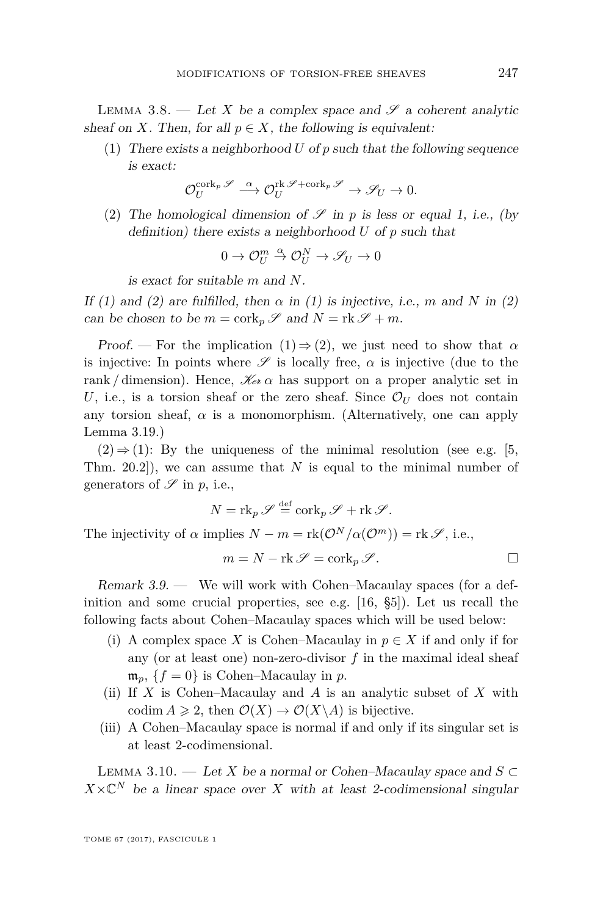Lemma 3.8. — *Let $X$ be a complex space and $\mathscr{S}$ a coherent analytic sheaf on $X$. Then, for all $p \in X$, the following is equivalent:*

1. *There exists a neighborhood $U$ of $p$ such that the following sequence is exact:*

$$\mathcal{O}_U^{\operatorname{cork}_p \mathscr{S}} \xrightarrow{\alpha} \mathcal{O}_U^{\operatorname{rk} \mathscr{S} + \operatorname{cork}_p \mathscr{S}} \to \mathscr{S}_U \to 0.$$

2. *The homological dimension of $\mathscr{S}$ in $p$ is less or equal 1, i.e., (by definition) there exists a neighborhood $U$ of $p$ such that*

$$0 \to \mathcal{O}_U^m \xrightarrow{\alpha} \mathcal{O}_U^N \to \mathscr{S}_U \to 0$$

*is exact for suitable $m$ and $N$.*

*If (1) and (2) are fulfilled, then $\alpha$ in (1) is injective, i.e., $m$ and $N$ in (2) can be chosen to be $m = \operatorname{cork}_p \mathscr{S}$ and $N = \operatorname{rk} \mathscr{S} + m$.*

*Proof.* — For the implication $(1) \Rightarrow (2)$, we just need to show that $\alpha$ is injective: In points where $\mathscr{S}$ is locally free, $\alpha$ is injective (due to the rank / dimension). Hence, $\mathscr{K}er\, \alpha$ has support on a proper analytic set in $U$, i.e., is a torsion sheaf or the zero sheaf. Since $\mathcal{O}_U$ does not contain any torsion sheaf, $\alpha$ is a monomorphism. (Alternatively, one can apply Lemma 3.19.)

$(2) \Rightarrow (1)$: By the uniqueness of the minimal resolution (see e.g. [5, Thm. 20.2]), we can assume that $N$ is equal to the minimal number of generators of $\mathscr{S}$ in $p$, i.e.,

$$N = \operatorname{rk}_p \mathscr{S} \stackrel{\text{def}}{=} \operatorname{cork}_p \mathscr{S} + \operatorname{rk} \mathscr{S}.$$

The injectivity of $\alpha$ implies $N - m = \operatorname{rk}(\mathcal{O}^N / \alpha(\mathcal{O}^m)) = \operatorname{rk} \mathscr{S}$, i.e.,

$$m = N - \operatorname{rk} \mathscr{S} = \operatorname{cork}_p \mathscr{S}. \qquad \square$$

*Remark 3.9.* — We will work with Cohen–Macaulay spaces (for a definition and some crucial properties, see e.g. [16, §5]). Let us recall the following facts about Cohen–Macaulay spaces which will be used below:

- (i) A complex space $X$ is Cohen–Macaulay in $p \in X$ if and only if for any (or at least one) non-zero-divisor $f$ in the maximal ideal sheaf $\mathfrak{m}_p$, $\{f = 0\}$ is Cohen–Macaulay in $p$.
- (ii) If $X$ is Cohen–Macaulay and $A$ is an analytic subset of $X$ with $\operatorname{codim} A \geqslant 2$, then $\mathcal{O}(X) \to \mathcal{O}(X \backslash A)$ is bijective.
- (iii) A Cohen–Macaulay space is normal if and only if its singular set is at least 2-codimensional.

Lemma 3.10. — *Let $X$ be a normal or Cohen–Macaulay space and $S \subset X \times \mathbb{C}^N$ be a linear space over $X$ with at least 2-codimensional singular*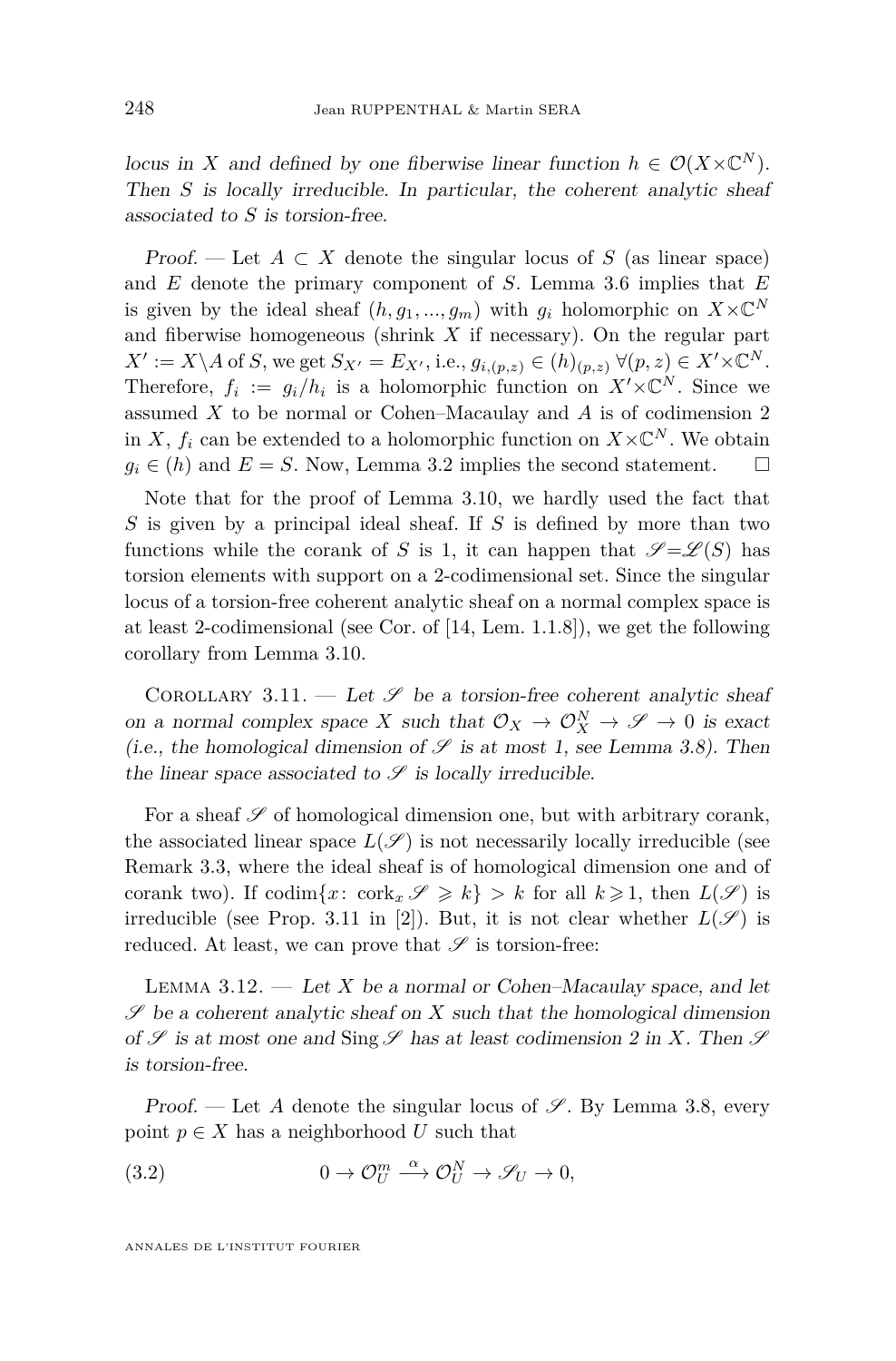*locus in $X$ and defined by one fiberwise linear function $h \in \mathcal{O}(X \times \mathbb{C}^N)$. Then $S$ is locally irreducible. In particular, the coherent analytic sheaf associated to $S$ is torsion-free.*

*Proof.* — Let $A \subset X$ denote the singular locus of $S$ (as linear space) and $E$ denote the primary component of $S$. Lemma 3.6 implies that $E$ is given by the ideal sheaf $(h, g_1, \dots, g_m)$ with $g_i$ holomorphic on $X \times \mathbb{C}^N$ and fiberwise homogeneous (shrink $X$ if necessary). On the regular part $X' := X \setminus A$ of $S$, we get $S_{X'} = E_{X'}$, i.e., $g_{i,(p,z)} \in (h)_{(p,z)}\ \forall (p,z) \in X' \times \mathbb{C}^N$. Therefore, $f_i := g_i/h_i$ is a holomorphic function on $X' \times \mathbb{C}^N$. Since we assumed $X$ to be normal or Cohen–Macaulay and $A$ is of codimension 2 in $X$, $f_i$ can be extended to a holomorphic function on $X \times \mathbb{C}^N$. We obtain $g_i \in (h)$ and $E = S$. Now, Lemma 3.2 implies the second statement. $\square$

Note that for the proof of Lemma 3.10, we hardly used the fact that $S$ is given by a principal ideal sheaf. If $S$ is defined by more than two functions while the corank of $S$ is 1, it can happen that $\mathscr{S} = \mathscr{L}(S)$ has torsion elements with support on a 2-codimensional set. Since the singular locus of a torsion-free coherent analytic sheaf on a normal complex space is at least 2-codimensional (see Cor. of [14, Lem. 1.1.8]), we get the following corollary from Lemma 3.10.

Corollary 3.11. — *Let $\mathscr{S}$ be a torsion-free coherent analytic sheaf on a normal complex space $X$ such that $\mathcal{O}_X \to \mathcal{O}_X^N \to \mathscr{S} \to 0$ is exact (i.e., the homological dimension of $\mathscr{S}$ is at most 1, see Lemma 3.8). Then the linear space associated to $\mathscr{S}$ is locally irreducible.*

For a sheaf $\mathscr{S}$ of homological dimension one, but with arbitrary corank, the associated linear space $L(\mathscr{S})$ is not necessarily locally irreducible (see Remark 3.3, where the ideal sheaf is of homological dimension one and of corank two). If $\operatorname{codim}\{x\colon \operatorname{cork}_x \mathscr{S} \geqslant k\} > k$ for all $k \geqslant 1$, then $L(\mathscr{S})$ is irreducible (see Prop. 3.11 in [2]). But, it is not clear whether $L(\mathscr{S})$ is reduced. At least, we can prove that $\mathscr{S}$ is torsion-free:

Lemma 3.12. — *Let $X$ be a normal or Cohen–Macaulay space, and let $\mathscr{S}$ be a coherent analytic sheaf on $X$ such that the homological dimension of $\mathscr{S}$ is at most one and $\operatorname{Sing} \mathscr{S}$ has at least codimension 2 in $X$. Then $\mathscr{S}$ is torsion-free.*

*Proof.* — Let $A$ denote the singular locus of $\mathscr{S}$. By Lemma 3.8, every point $p \in X$ has a neighborhood $U$ such that

$$0 \to \mathcal{O}_U^m \xrightarrow{\alpha} \mathcal{O}_U^N \to \mathscr{S}_U \to 0, \tag{3.2}$$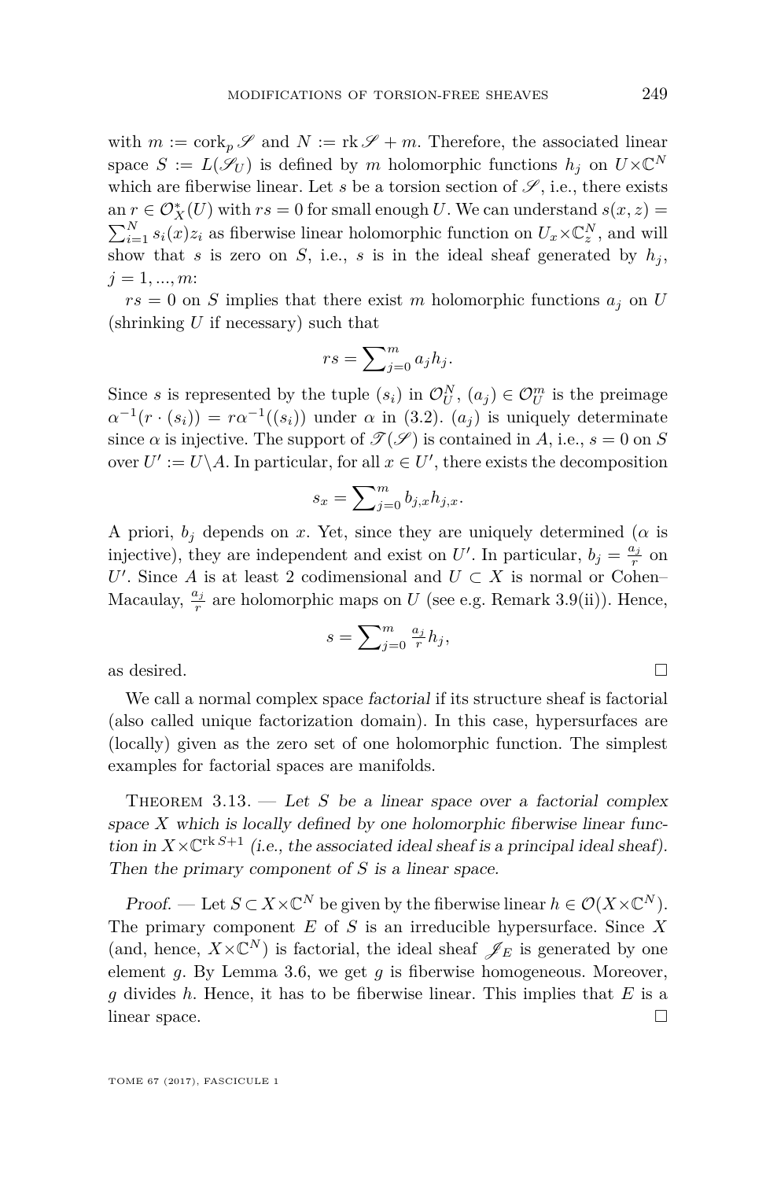with $m := \operatorname{cork}_p \mathscr{S}$ and $N := \operatorname{rk} \mathscr{S} + m$. Therefore, the associated linear space $S := L(\mathscr{S}_U)$ is defined by $m$ holomorphic functions $h_j$ on $U \times \mathbb{C}^N$ which are fiberwise linear. Let $s$ be a torsion section of $\mathscr{S}$, i.e., there exists an $r \in \mathcal{O}_X^*(U)$ with $rs = 0$ for small enough $U$. We can understand $s(x,z) = \sum_{i=1}^N s_i(x) z_i$ as fiberwise linear holomorphic function on $U_x \times \mathbb{C}_z^N$, and will show that $s$ is zero on $S$, i.e., $s$ is in the ideal sheaf generated by $h_j$, $j = 1, ..., m$:

$rs = 0$ on $S$ implies that there exist $m$ holomorphic functions $a_j$ on $U$ (shrinking $U$ if necessary) such that

$$rs = \sum\nolimits_{j=0}^m a_j h_j.$$

Since $s$ is represented by the tuple $(s_i)$ in $\mathcal{O}_U^N$, $(a_j) \in \mathcal{O}_U^m$ is the preimage $\alpha^{-1}(r \cdot (s_i)) = r\alpha^{-1}((s_i))$ under $\alpha$ in (3.2). $(a_j)$ is uniquely determinate since $\alpha$ is injective. The support of $\mathscr{T}(\mathscr{S})$ is contained in $A$, i.e., $s = 0$ on $S$ over $U' := U \backslash A$. In particular, for all $x \in U'$, there exists the decomposition

$$s_x = \sum\nolimits_{j=0}^m b_{j,x} h_{j,x}.$$

A priori, $b_j$ depends on $x$. Yet, since they are uniquely determined ($\alpha$ is injective), they are independent and exist on $U'$. In particular, $b_j = \frac{a_j}{r}$ on $U'$. Since $A$ is at least 2 codimensional and $U \subset X$ is normal or Cohen–Macaulay, $\frac{a_j}{r}$ are holomorphic maps on $U$ (see e.g. Remark 3.9(ii)). Hence,

$$s = \sum\nolimits_{j=0}^m \tfrac{a_j}{r} h_j,$$

as desired. □

We call a normal complex space *factorial* if its structure sheaf is factorial (also called unique factorization domain). In this case, hypersurfaces are (locally) given as the zero set of one holomorphic function. The simplest examples for factorial spaces are manifolds.

Theorem 3.13. — *Let $S$ be a linear space over a factorial complex space $X$ which is locally defined by one holomorphic fiberwise linear function in $X \times \mathbb{C}^{\operatorname{rk} S+1}$ (i.e., the associated ideal sheaf is a principal ideal sheaf). Then the primary component of $S$ is a linear space.*

*Proof.* — Let $S \subset X \times \mathbb{C}^N$ be given by the fiberwise linear $h \in \mathcal{O}(X \times \mathbb{C}^N)$. The primary component $E$ of $S$ is an irreducible hypersurface. Since $X$ (and, hence, $X \times \mathbb{C}^N$) is factorial, the ideal sheaf $\mathscr{J}_E$ is generated by one element $g$. By Lemma 3.6, we get $g$ is fiberwise homogeneous. Moreover, $g$ divides $h$. Hence, it has to be fiberwise linear. This implies that $E$ is a linear space. □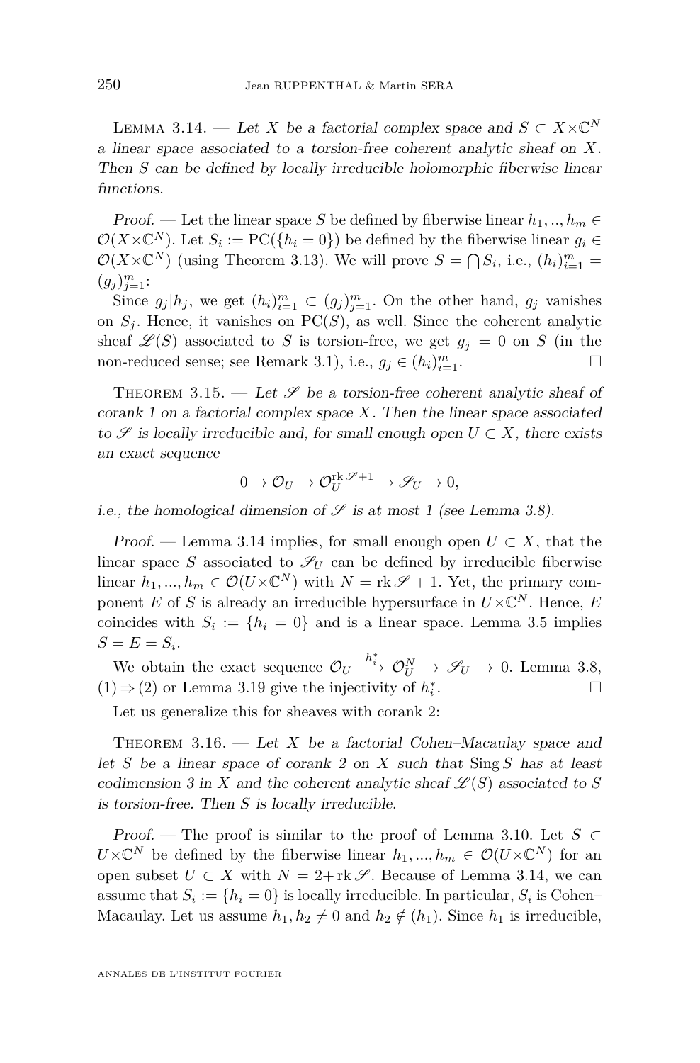Lemma 3.14. — *Let $X$ be a factorial complex space and $S \subset X\times\mathbb{C}^N$ a linear space associated to a torsion-free coherent analytic sheaf on $X$. Then $S$ can be defined by locally irreducible holomorphic fiberwise linear functions.*

*Proof.* — Let the linear space $S$ be defined by fiberwise linear $h_1,..,h_m \in \mathcal{O}(X\times\mathbb{C}^N)$. Let $S_i := \mathrm{PC}(\{h_i = 0\})$ be defined by the fiberwise linear $g_i \in \mathcal{O}(X\times\mathbb{C}^N)$ (using Theorem 3.13). We will prove $S = \bigcap S_i$, i.e., $(h_i)_{i=1}^m = (g_j)_{j=1}^m$:

Since $g_j | h_j$, we get $(h_i)_{i=1}^m \subset (g_j)_{j=1}^m$. On the other hand, $g_j$ vanishes on $S_j$. Hence, it vanishes on $\mathrm{PC}(S)$, as well. Since the coherent analytic sheaf $\mathscr{L}(S)$ associated to $S$ is torsion-free, we get $g_j = 0$ on $S$ (in the non-reduced sense; see Remark 3.1), i.e., $g_j \in (h_i)_{i=1}^m$. □

Theorem 3.15. — *Let $\mathscr{S}$ be a torsion-free coherent analytic sheaf of corank 1 on a factorial complex space $X$. Then the linear space associated to $\mathscr{S}$ is locally irreducible and, for small enough open $U \subset X$, there exists an exact sequence*

$$0 \to \mathcal{O}_U \to \mathcal{O}_U^{\mathrm{rk}\,\mathscr{S}+1} \to \mathscr{S}_U \to 0,$$

*i.e., the homological dimension of $\mathscr{S}$ is at most 1 (see Lemma 3.8).*

*Proof.* — Lemma 3.14 implies, for small enough open $U \subset X$, that the linear space $S$ associated to $\mathscr{S}_U$ can be defined by irreducible fiberwise linear $h_1,...,h_m \in \mathcal{O}(U\times\mathbb{C}^N)$ with $N = \mathrm{rk}\,\mathscr{S}+1$. Yet, the primary component $E$ of $S$ is already an irreducible hypersurface in $U\times\mathbb{C}^N$. Hence, $E$ coincides with $S_i := \{h_i = 0\}$ and is a linear space. Lemma 3.5 implies $S = E = S_i$.

We obtain the exact sequence $\mathcal{O}_U \xrightarrow{h_i^*} \mathcal{O}_U^N \to \mathscr{S}_U \to 0$. Lemma 3.8, $(1)\Rightarrow(2)$ or Lemma 3.19 give the injectivity of $h_i^*$. □

Let us generalize this for sheaves with corank 2:

Theorem 3.16. — *Let $X$ be a factorial Cohen–Macaulay space and let $S$ be a linear space of corank 2 on $X$ such that $\mathrm{Sing}\,S$ has at least codimension 3 in $X$ and the coherent analytic sheaf $\mathscr{L}(S)$ associated to $S$ is torsion-free. Then $S$ is locally irreducible.*

*Proof.* — The proof is similar to the proof of Lemma 3.10. Let $S \subset U\times\mathbb{C}^N$ be defined by the fiberwise linear $h_1,...,h_m \in \mathcal{O}(U\times\mathbb{C}^N)$ for an open subset $U \subset X$ with $N = 2+\mathrm{rk}\,\mathscr{S}$. Because of Lemma 3.14, we can assume that $S_i := \{h_i = 0\}$ is locally irreducible. In particular, $S_i$ is Cohen–Macaulay. Let us assume $h_1, h_2 \neq 0$ and $h_2 \notin (h_1)$. Since $h_1$ is irreducible,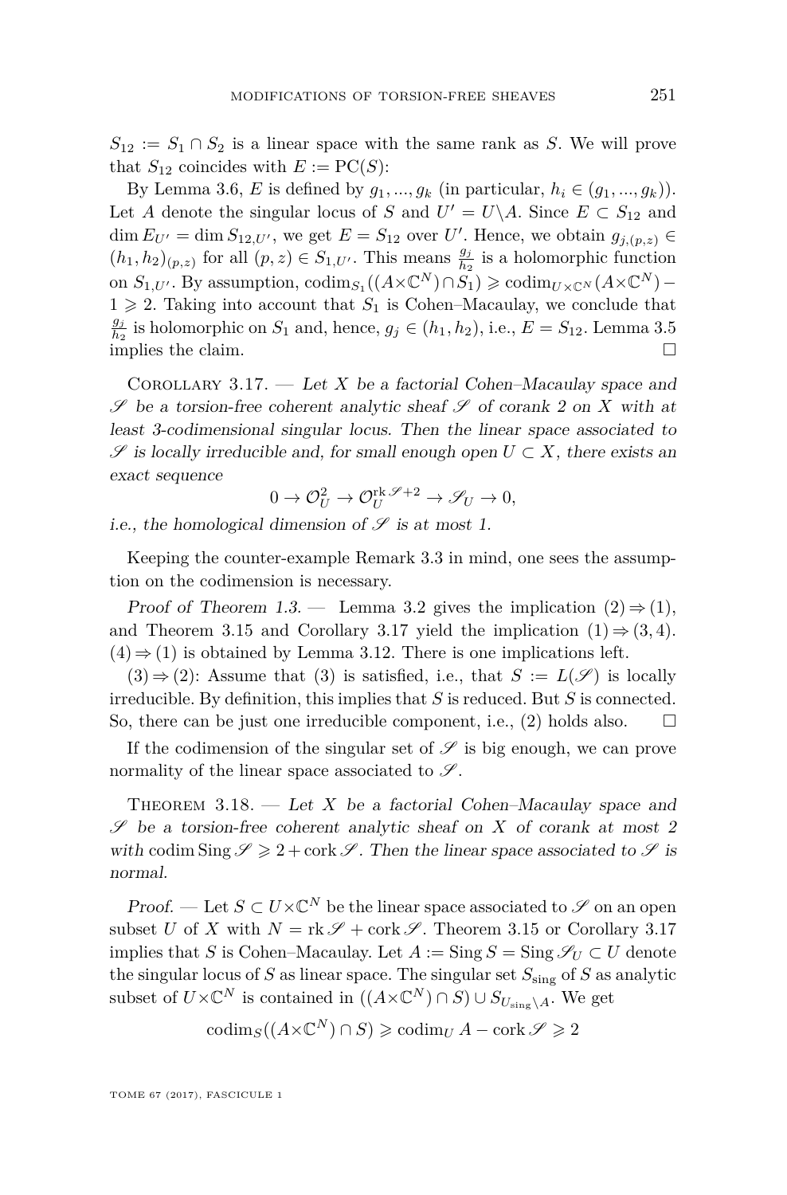$S_{12} := S_1 \cap S_2$ is a linear space with the same rank as $S$. We will prove that $S_{12}$ coincides with $E := \mathrm{PC}(S)$:

By Lemma 3.6, $E$ is defined by $g_1, ..., g_k$ (in particular, $h_i \in (g_1, ..., g_k)$). Let $A$ denote the singular locus of $S$ and $U' = U \backslash A$. Since $E \subset S_{12}$ and $\dim E_{U'} = \dim S_{12,U'}$, we get $E = S_{12}$ over $U'$. Hence, we obtain $g_{j,(p,z)} \in (h_1, h_2)_{(p,z)}$ for all $(p, z) \in S_{1,U'}$. This means $\frac{g_j}{h_2}$ is a holomorphic function on $S_{1,U'}$. By assumption, $\operatorname{codim}_{S_1}((A \times \mathbb{C}^N) \cap S_1) \geqslant \operatorname{codim}_{U \times \mathbb{C}^N}(A \times \mathbb{C}^N) - 1 \geqslant 2$. Taking into account that $S_1$ is Cohen–Macaulay, we conclude that $\frac{g_j}{h_2}$ is holomorphic on $S_1$ and, hence, $g_j \in (h_1, h_2)$, i.e., $E = S_{12}$. Lemma 3.5 implies the claim. □

Corollary 3.17. — *Let $X$ be a factorial Cohen–Macaulay space and $\mathscr{S}$ be a torsion-free coherent analytic sheaf $\mathscr{S}$ of corank 2 on $X$ with at least 3-codimensional singular locus. Then the linear space associated to $\mathscr{S}$ is locally irreducible and, for small enough open $U \subset X$, there exists an exact sequence*

$$0 \to \mathcal{O}_U^2 \to \mathcal{O}_U^{\operatorname{rk} \mathscr{S} + 2} \to \mathscr{S}_U \to 0,$$

*i.e., the homological dimension of $\mathscr{S}$ is at most 1.*

Keeping the counter-example Remark 3.3 in mind, one sees the assumption on the codimension is necessary.

*Proof of Theorem 1.3.* — Lemma 3.2 gives the implication $(2) \Rightarrow (1)$, and Theorem 3.15 and Corollary 3.17 yield the implication $(1) \Rightarrow (3, 4)$. $(4) \Rightarrow (1)$ is obtained by Lemma 3.12. There is one implications left.

$(3) \Rightarrow (2)$: Assume that (3) is satisfied, i.e., that $S := L(\mathscr{S})$ is locally irreducible. By definition, this implies that $S$ is reduced. But $S$ is connected. So, there can be just one irreducible component, i.e., (2) holds also. □

If the codimension of the singular set of $\mathscr{S}$ is big enough, we can prove normality of the linear space associated to $\mathscr{S}$.

Theorem 3.18. — *Let $X$ be a factorial Cohen–Macaulay space and $\mathscr{S}$ be a torsion-free coherent analytic sheaf on $X$ of corank at most 2 with $\operatorname{codim} \operatorname{Sing} \mathscr{S} \geqslant 2 + \operatorname{cork} \mathscr{S}$. Then the linear space associated to $\mathscr{S}$ is normal.*

*Proof.* — Let $S \subset U \times \mathbb{C}^N$ be the linear space associated to $\mathscr{S}$ on an open subset $U$ of $X$ with $N = \operatorname{rk} \mathscr{S} + \operatorname{cork} \mathscr{S}$. Theorem 3.15 or Corollary 3.17 implies that $S$ is Cohen–Macaulay. Let $A := \operatorname{Sing} S = \operatorname{Sing} \mathscr{S}_U \subset U$ denote the singular locus of $S$ as linear space. The singular set $S_{\mathrm{sing}}$ of $S$ as analytic subset of $U \times \mathbb{C}^N$ is contained in $((A \times \mathbb{C}^N) \cap S) \cup S_{U_{\mathrm{sing}} \backslash A}$. We get

$$\operatorname{codim}_S((A \times \mathbb{C}^N) \cap S) \geqslant \operatorname{codim}_U A - \operatorname{cork} \mathscr{S} \geqslant 2$$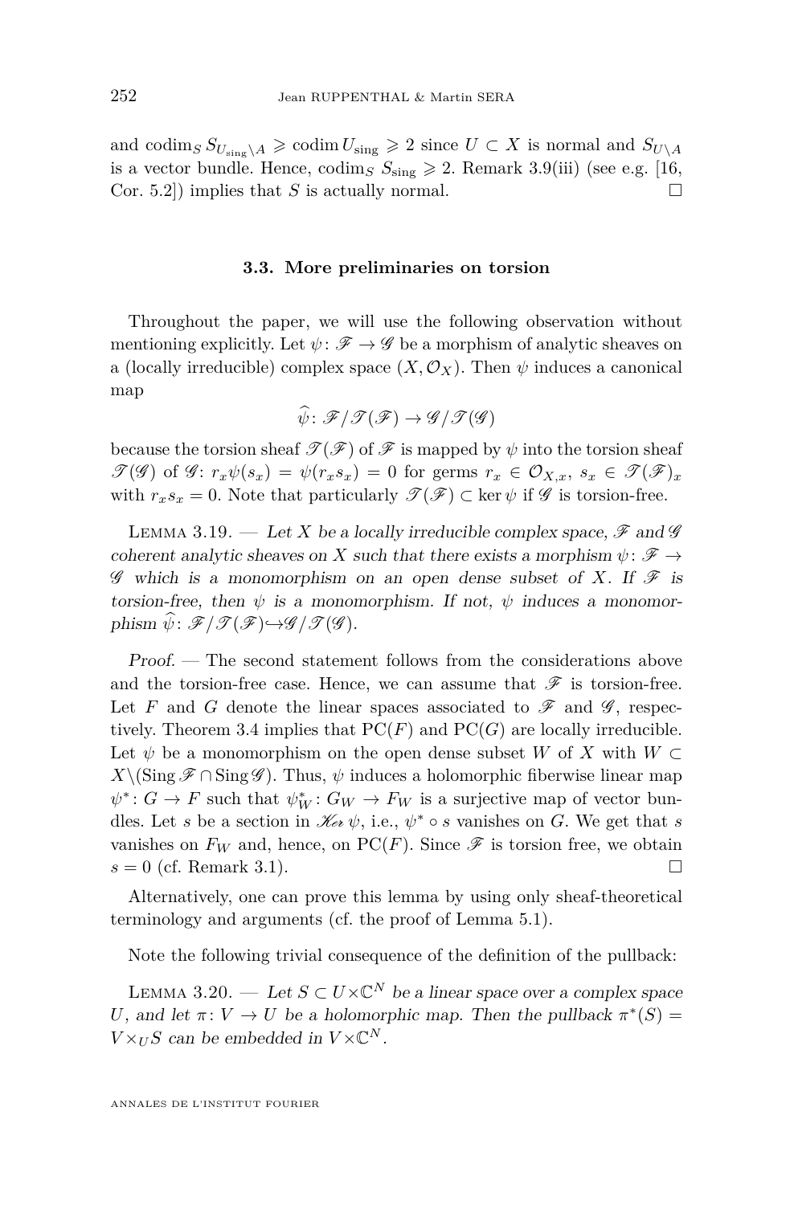and $\operatorname{codim}_S S_{U_{\text{sing}}\setminus A} \geqslant \operatorname{codim} U_{\text{sing}} \geqslant 2$ since $U \subset X$ is normal and $S_{U\setminus A}$ is a vector bundle. Hence, $\operatorname{codim}_S S_{\text{sing}} \geqslant 2$. Remark 3.9(iii) (see e.g. [16, Cor. 5.2]) implies that $S$ is actually normal. □

### 3.3. More preliminaries on torsion

Throughout the paper, we will use the following observation without mentioning explicitly. Let $\psi\colon \mathscr{F} \to \mathscr{G}$ be a morphism of analytic sheaves on a (locally irreducible) complex space $(X, \mathcal{O}_X)$. Then $\psi$ induces a canonical map

$$\widehat{\psi}\colon \mathscr{F}/\mathscr{T}(\mathscr{F}) \to \mathscr{G}/\mathscr{T}(\mathscr{G})$$

because the torsion sheaf $\mathscr{T}(\mathscr{F})$ of $\mathscr{F}$ is mapped by $\psi$ into the torsion sheaf $\mathscr{T}(\mathscr{G})$ of $\mathscr{G}$: $r_x\psi(s_x) = \psi(r_x s_x) = 0$ for germs $r_x \in \mathcal{O}_{X,x}$, $s_x \in \mathscr{T}(\mathscr{F})_x$ with $r_x s_x = 0$. Note that particularly $\mathscr{T}(\mathscr{F}) \subset \ker \psi$ if $\mathscr{G}$ is torsion-free.

Lemma 3.19. — *Let $X$ be a locally irreducible complex space, $\mathscr{F}$ and $\mathscr{G}$ coherent analytic sheaves on $X$ such that there exists a morphism $\psi\colon \mathscr{F} \to \mathscr{G}$ which is a monomorphism on an open dense subset of $X$. If $\mathscr{F}$ is torsion-free, then $\psi$ is a monomorphism. If not, $\psi$ induces a monomorphism $\widehat{\psi}\colon \mathscr{F}/\mathscr{T}(\mathscr{F}) \hookrightarrow \mathscr{G}/\mathscr{T}(\mathscr{G})$.*

*Proof.* — The second statement follows from the considerations above and the torsion-free case. Hence, we can assume that $\mathscr{F}$ is torsion-free. Let $F$ and $G$ denote the linear spaces associated to $\mathscr{F}$ and $\mathscr{G}$, respectively. Theorem 3.4 implies that $\operatorname{PC}(F)$ and $\operatorname{PC}(G)$ are locally irreducible. Let $\psi$ be a monomorphism on the open dense subset $W$ of $X$ with $W \subset X \setminus (\operatorname{Sing}\mathscr{F} \cap \operatorname{Sing}\mathscr{G})$. Thus, $\psi$ induces a holomorphic fiberwise linear map $\psi^*\colon G \to F$ such that $\psi^*_W\colon G_W \to F_W$ is a surjective map of vector bundles. Let $s$ be a section in $\mathscr{K}\!er\,\psi$, i.e., $\psi^* \circ s$ vanishes on $G$. We get that $s$ vanishes on $F_W$ and, hence, on $\operatorname{PC}(F)$. Since $\mathscr{F}$ is torsion free, we obtain $s = 0$ (cf. Remark 3.1). □

Alternatively, one can prove this lemma by using only sheaf-theoretical terminology and arguments (cf. the proof of Lemma 5.1).

Note the following trivial consequence of the definition of the pullback:

Lemma 3.20. — *Let $S \subset U \times \mathbb{C}^N$ be a linear space over a complex space $U$, and let $\pi\colon V \to U$ be a holomorphic map. Then the pullback $\pi^*(S) = V \times_U S$ can be embedded in $V \times \mathbb{C}^N$.*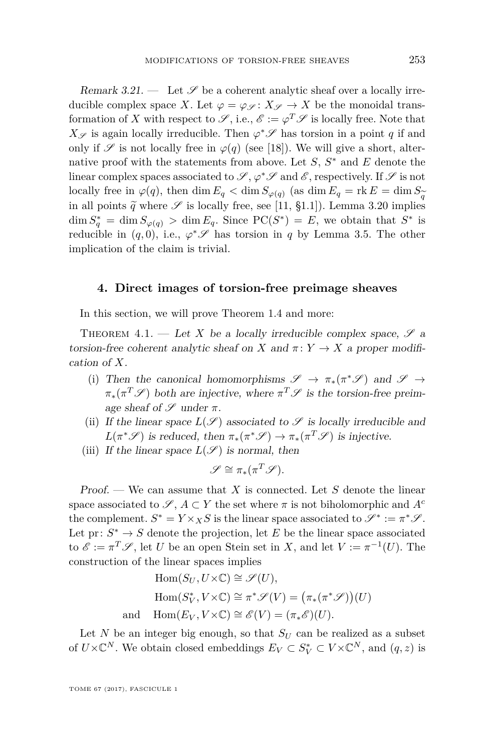*Remark 3.21.* — Let $\mathscr{S}$ be a coherent analytic sheaf over a locally irreducible complex space $X$. Let $\varphi = \varphi_{\mathscr{S}} : X_{\mathscr{S}} \to X$ be the monoidal transformation of $X$ with respect to $\mathscr{S}$, i.e., $\mathscr{E} := \varphi^T \mathscr{S}$ is locally free. Note that $X_{\mathscr{S}}$ is again locally irreducible. Then $\varphi^* \mathscr{S}$ has torsion in a point $q$ if and only if $\mathscr{S}$ is not locally free in $\varphi(q)$ (see [18]). We will give a short, alternative proof with the statements from above. Let $S$, $S^*$ and $E$ denote the linear complex spaces associated to $\mathscr{S}$, $\varphi^*\mathscr{S}$ and $\mathscr{E}$, respectively. If $\mathscr{S}$ is not locally free in $\varphi(q)$, then $\dim E_q < \dim S_{\varphi(q)}$ (as $\dim E_q = \operatorname{rk} E = \dim S_{\widetilde{q}}$ in all points $\widetilde{q}$ where $\mathscr{S}$ is locally free, see [11, §1.1]). Lemma 3.20 implies $\dim S_q^* = \dim S_{\varphi(q)} > \dim E_q$. Since $\mathrm{PC}(S^*) = E$, we obtain that $S^*$ is reducible in $(q, 0)$, i.e., $\varphi^*\mathscr{S}$ has torsion in $q$ by Lemma 3.5. The other implication of the claim is trivial.

## 4. Direct images of torsion-free preimage sheaves

In this section, we will prove Theorem 1.4 and more:

Theorem 4.1. — *Let $X$ be a locally irreducible complex space, $\mathscr{S}$ a torsion-free coherent analytic sheaf on $X$ and $\pi : Y \to X$ a proper modification of $X$.*

(i) *Then the canonical homomorphisms $\mathscr{S} \to \pi_*(\pi^*\mathscr{S})$ and $\mathscr{S} \to \pi_*(\pi^T\mathscr{S})$ both are injective, where $\pi^T\mathscr{S}$ is the torsion-free preimage sheaf of $\mathscr{S}$ under $\pi$.*

(ii) *If the linear space $L(\mathscr{S})$ associated to $\mathscr{S}$ is locally irreducible and $L(\pi^*\mathscr{S})$ is reduced, then $\pi_*(\pi^*\mathscr{S}) \to \pi_*(\pi^T\mathscr{S})$ is injective.*

(iii) *If the linear space $L(\mathscr{S})$ is normal, then*

$$\mathscr{S} \cong \pi_*(\pi^T\mathscr{S}).$$

*Proof.* — We can assume that $X$ is connected. Let $S$ denote the linear space associated to $\mathscr{S}$, $A \subset Y$ the set where $\pi$ is not biholomorphic and $A^c$ the complement. $S^* = Y \times_X S$ is the linear space associated to $\mathscr{S}^* := \pi^*\mathscr{S}$. Let $\mathrm{pr} : S^* \to S$ denote the projection, let $E$ be the linear space associated to $\mathscr{E} := \pi^T\mathscr{S}$, let $U$ be an open Stein set in $X$, and let $V := \pi^{-1}(U)$. The construction of the linear spaces implies

$$\begin{aligned}
&\operatorname{Hom}(S_U, U \times \mathbb{C}) \cong \mathscr{S}(U),\\
&\operatorname{Hom}(S_V^*, V \times \mathbb{C}) \cong \pi^*\mathscr{S}(V) = \big(\pi_*(\pi^*\mathscr{S})\big)(U)\\
\text{and}\quad &\operatorname{Hom}(E_V, V \times \mathbb{C}) \cong \mathscr{E}(V) = (\pi_*\mathscr{E})(U).
\end{aligned}$$

Let $N$ be an integer big enough, so that $S_U$ can be realized as a subset of $U \times \mathbb{C}^N$. We obtain closed embeddings $E_V \subset S_V^* \subset V \times \mathbb{C}^N$, and $(q, z)$ is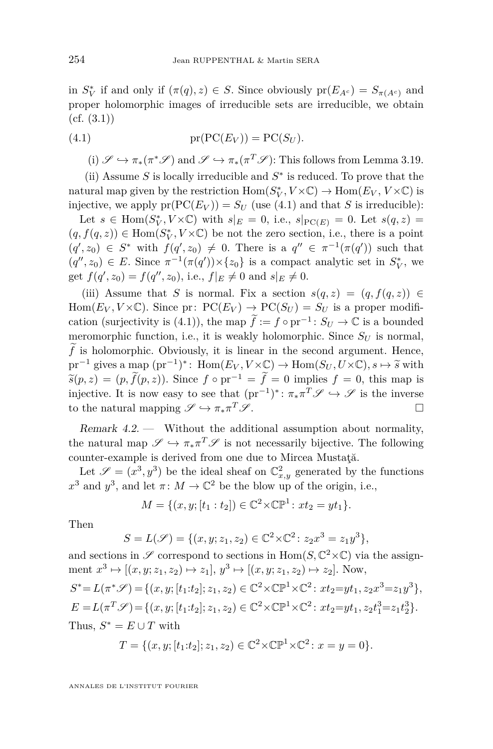in $S^*_V$ if and only if $(\pi(q), z) \in S$. Since obviously $\mathrm{pr}(E_{A^c}) = S_{\pi(A^c)}$ and proper holomorphic images of irreducible sets are irreducible, we obtain (cf. (3.1))

$$\mathrm{pr}(\mathrm{PC}(E_V)) = \mathrm{PC}(S_U). \tag{4.1}$$

(i) $\mathscr{S} \hookrightarrow \pi_*(\pi^*\mathscr{S})$ and $\mathscr{S} \hookrightarrow \pi_*(\pi^T\mathscr{S})$: This follows from Lemma 3.19.

(ii) Assume $S$ is locally irreducible and $S^*$ is reduced. To prove that the natural map given by the restriction $\mathrm{Hom}(S^*_V, V\times\mathbb{C}) \to \mathrm{Hom}(E_V, V\times\mathbb{C})$ is injective, we apply $\mathrm{pr}(\mathrm{PC}(E_V)) = S_U$ (use (4.1) and that $S$ is irreducible):

Let $s \in \mathrm{Hom}(S^*_V, V\times\mathbb{C})$ with $s|_E = 0$, i.e., $s|_{\mathrm{PC}(E)} = 0$. Let $s(q,z) = (q, f(q,z)) \in \mathrm{Hom}(S^*_V, V\times\mathbb{C})$ be not the zero section, i.e., there is a point $(q', z_0) \in S^*$ with $f(q', z_0) \neq 0$. There is a $q'' \in \pi^{-1}(\pi(q'))$ such that $(q'', z_0) \in E$. Since $\pi^{-1}(\pi(q'))\times\{z_0\}$ is a compact analytic set in $S^*_V$, we get $f(q', z_0) = f(q'', z_0)$, i.e., $f|_E \neq 0$ and $s|_E \neq 0$.

(iii) Assume that $S$ is normal. Fix a section $s(q,z) = (q, f(q,z)) \in \mathrm{Hom}(E_V, V\times\mathbb{C})$. Since $\mathrm{pr}\colon \mathrm{PC}(E_V) \to \mathrm{PC}(S_U) = S_U$ is a proper modification (surjectivity is (4.1)), the map $\widetilde{f} := f \circ \mathrm{pr}^{-1}\colon S_U \to \mathbb{C}$ is a bounded meromorphic function, i.e., it is weakly holomorphic. Since $S_U$ is normal, $\widetilde{f}$ is holomorphic. Obviously, it is linear in the second argument. Hence, $\mathrm{pr}^{-1}$ gives a map $(\mathrm{pr}^{-1})^*\colon \mathrm{Hom}(E_V, V\times\mathbb{C}) \to \mathrm{Hom}(S_U, U\times\mathbb{C}), s \mapsto \widetilde{s}$ with $\widetilde{s}(p,z) = (p, \widetilde{f}(p,z))$. Since $f \circ \mathrm{pr}^{-1} = \widetilde{f} = 0$ implies $f = 0$, this map is injective. It is now easy to see that $(\mathrm{pr}^{-1})^*\colon \pi_*\pi^T\mathscr{S} \hookrightarrow \mathscr{S}$ is the inverse to the natural mapping $\mathscr{S} \hookrightarrow \pi_*\pi^T\mathscr{S}$. □

*Remark 4.2.* — Without the additional assumption about normality, the natural map $\mathscr{S} \hookrightarrow \pi_*\pi^T\mathscr{S}$ is not necessarily bijective. The following counter-example is derived from one due to Mircea Mustaţă.

Let $\mathscr{S} = (x^3, y^3)$ be the ideal sheaf on $\mathbb{C}^2_{x,y}$ generated by the functions $x^3$ and $y^3$, and let $\pi\colon M \to \mathbb{C}^2$ be the blow up of the origin, i.e.,

$$M = \{(x, y; [t_1 : t_2]) \in \mathbb{C}^2\times\mathbb{CP}^1 \colon xt_2 = yt_1\}.$$

Then

$$S = L(\mathscr{S}) = \{(x, y; z_1, z_2) \in \mathbb{C}^2\times\mathbb{C}^2 \colon z_2x^3 = z_1y^3\},$$

and sections in $\mathscr{S}$ correspond to sections in $\mathrm{Hom}(S, \mathbb{C}^2\times\mathbb{C})$ via the assignment $x^3 \mapsto [(x, y; z_1, z_2) \mapsto z_1]$, $y^3 \mapsto [(x, y; z_1, z_2) \mapsto z_2]$. Now,

$$S^* = L(\pi^*\mathscr{S}) = \{(x, y; [t_1{:}t_2]; z_1, z_2) \in \mathbb{C}^2\times\mathbb{CP}^1\times\mathbb{C}^2 \colon xt_2 = yt_1, z_2x^3 = z_1y^3\},$$

$$E = L(\pi^T\mathscr{S}) = \{(x, y; [t_1{:}t_2]; z_1, z_2) \in \mathbb{C}^2\times\mathbb{CP}^1\times\mathbb{C}^2 \colon xt_2 = yt_1, z_2t_1^3 = z_1t_2^3\}.$$

Thus, $S^* = E \cup T$ with

$$T = \{(x, y; [t_1{:}t_2]; z_1, z_2) \in \mathbb{C}^2\times\mathbb{CP}^1\times\mathbb{C}^2 \colon x = y = 0\}.$$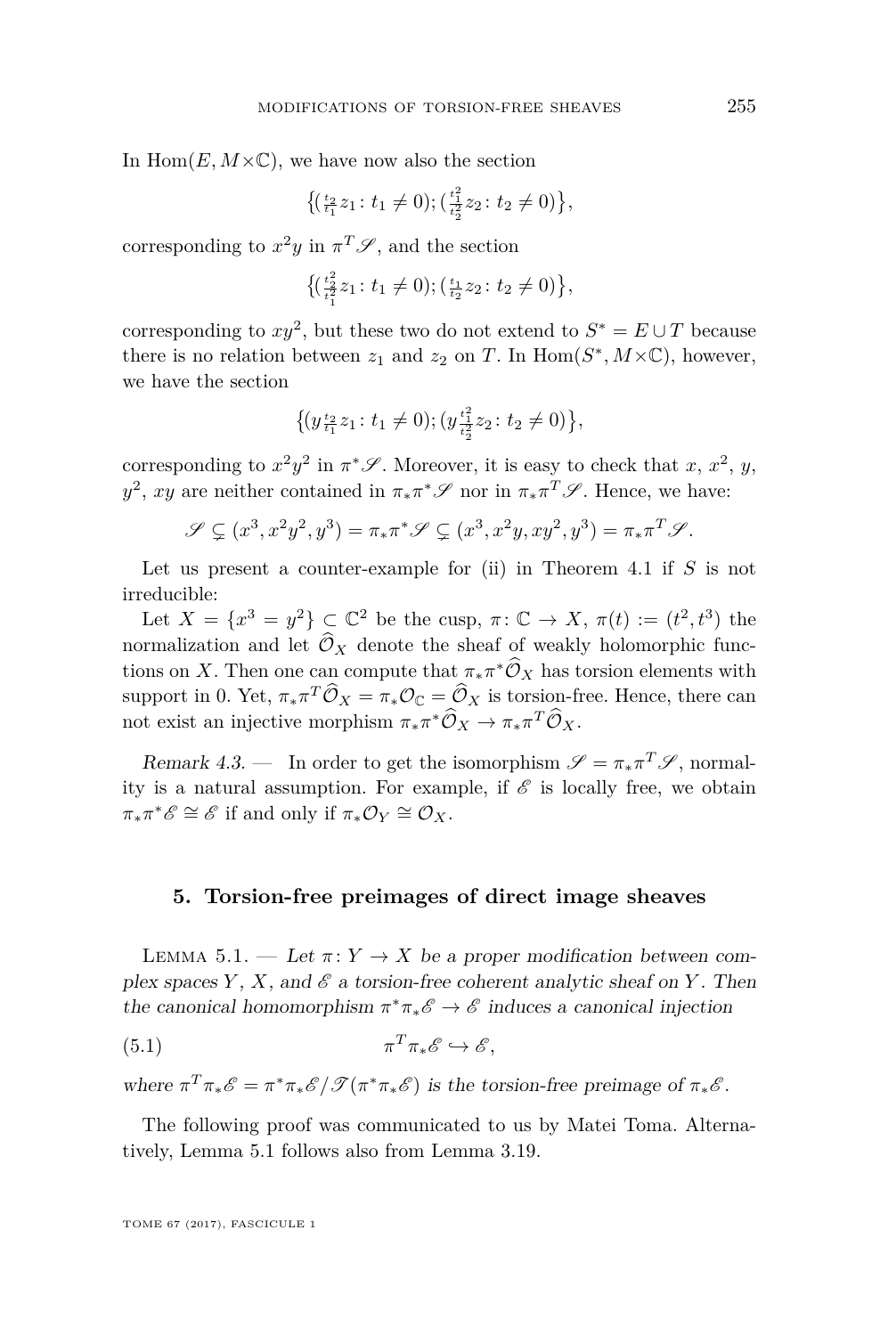In $\mathrm{Hom}(E, M\times\mathbb{C})$, we have now also the section

$$\big\{(\tfrac{t_2}{t_1}z_1\colon t_1\neq 0);(\tfrac{t_1^2}{t_2^2}z_2\colon t_2\neq 0)\big\},$$

corresponding to $x^2y$ in $\pi^T\mathscr{S}$, and the section

$$\big\{(\tfrac{t_2^2}{t_1^2}z_1\colon t_1\neq 0);(\tfrac{t_1}{t_2}z_2\colon t_2\neq 0)\big\},$$

corresponding to $xy^2$, but these two do not extend to $S^* = E\cup T$ because there is no relation between $z_1$ and $z_2$ on $T$. In $\mathrm{Hom}(S^*, M\times\mathbb{C})$, however, we have the section

$$\big\{(y\tfrac{t_2}{t_1}z_1\colon t_1\neq 0);(y\tfrac{t_1^2}{t_2^2}z_2\colon t_2\neq 0)\big\},$$

corresponding to $x^2y^2$ in $\pi^*\mathscr{S}$. Moreover, it is easy to check that $x$, $x^2$, $y$, $y^2$, $xy$ are neither contained in $\pi_*\pi^*\mathscr{S}$ nor in $\pi_*\pi^T\mathscr{S}$. Hence, we have:

$$\mathscr{S}\subsetneq(x^3,x^2y^2,y^3)=\pi_*\pi^*\mathscr{S}\subsetneq(x^3,x^2y,xy^2,y^3)=\pi_*\pi^T\mathscr{S}.$$

Let us present a counter-example for (ii) in Theorem 4.1 if $S$ is not irreducible:

Let $X=\{x^3=y^2\}\subset\mathbb{C}^2$ be the cusp, $\pi\colon\mathbb{C}\to X$, $\pi(t):=(t^2,t^3)$ the normalization and let $\widehat{\mathcal{O}}_X$ denote the sheaf of weakly holomorphic functions on $X$. Then one can compute that $\pi_*\pi^*\widehat{\mathcal{O}}_X$ has torsion elements with support in 0. Yet, $\pi_*\pi^T\widehat{\mathcal{O}}_X=\pi_*\mathcal{O}_{\mathbb{C}}=\widehat{\mathcal{O}}_X$ is torsion-free. Hence, there can not exist an injective morphism $\pi_*\pi^*\widehat{\mathcal{O}}_X\to\pi_*\pi^T\widehat{\mathcal{O}}_X$.

*Remark 4.3.* — In order to get the isomorphism $\mathscr{S}=\pi_*\pi^T\mathscr{S}$, normality is a natural assumption. For example, if $\mathscr{E}$ is locally free, we obtain $\pi_*\pi^*\mathscr{E}\cong\mathscr{E}$ if and only if $\pi_*\mathcal{O}_Y\cong\mathcal{O}_X$.

## 5. Torsion-free preimages of direct image sheaves

Lemma 5.1. — *Let $\pi\colon Y\to X$ be a proper modification between complex spaces $Y$, $X$, and $\mathscr{E}$ a torsion-free coherent analytic sheaf on $Y$. Then the canonical homomorphism $\pi^*\pi_*\mathscr{E}\to\mathscr{E}$ induces a canonical injection*

$$\pi^T\pi_*\mathscr{E}\hookrightarrow\mathscr{E}, \tag{5.1}$$

*where $\pi^T\pi_*\mathscr{E}=\pi^*\pi_*\mathscr{E}/\mathscr{T}(\pi^*\pi_*\mathscr{E})$ is the torsion-free preimage of $\pi_*\mathscr{E}$.*

The following proof was communicated to us by Matei Toma. Alternatively, Lemma 5.1 follows also from Lemma 3.19.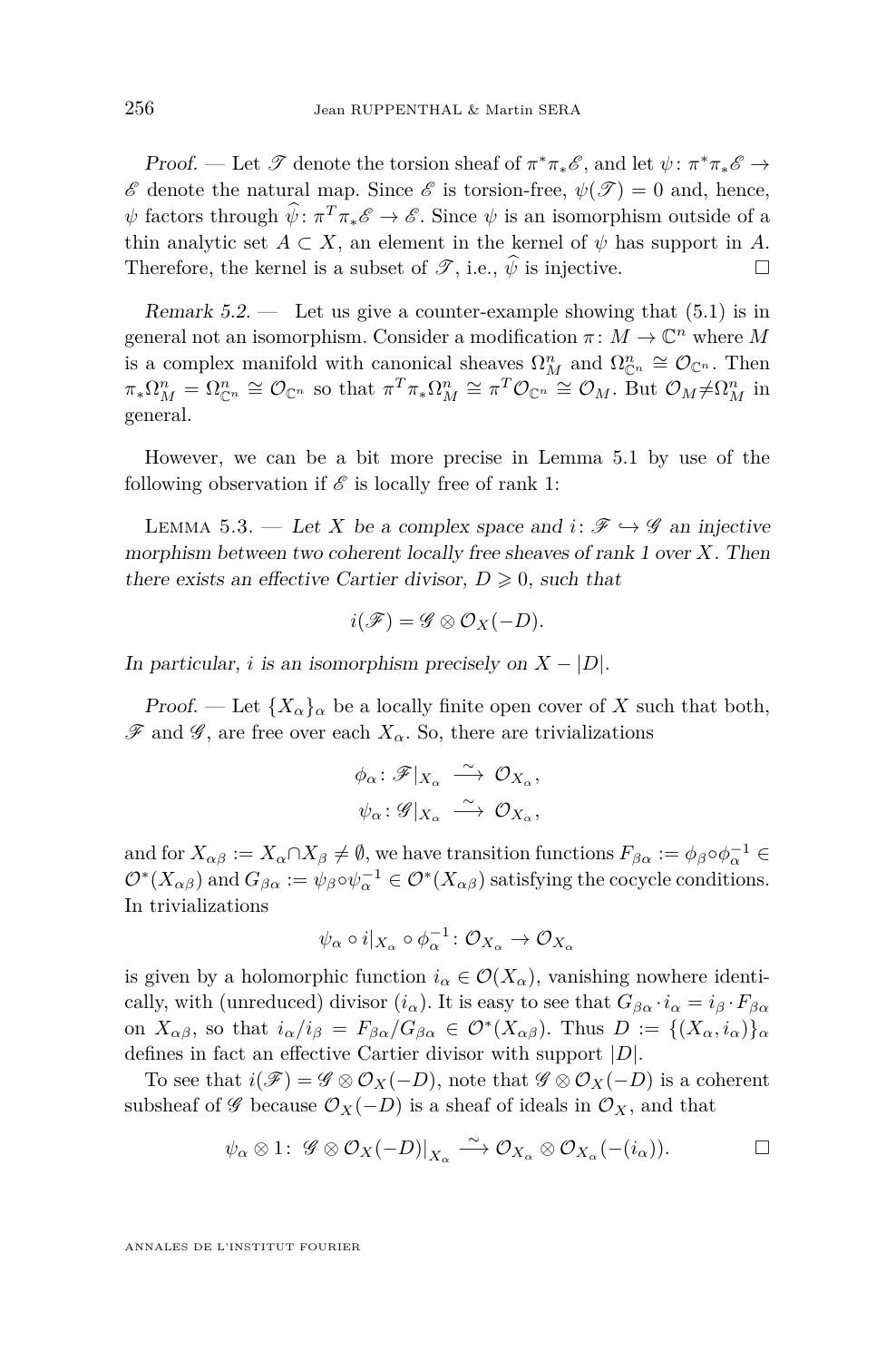*Proof.* — Let $\mathscr{T}$ denote the torsion sheaf of $\pi^*\pi_*\mathscr{E}$, and let $\psi\colon \pi^*\pi_*\mathscr{E} \to \mathscr{E}$ denote the natural map. Since $\mathscr{E}$ is torsion-free, $\psi(\mathscr{T}) = 0$ and, hence, $\psi$ factors through $\widehat{\psi}\colon \pi^T\pi_*\mathscr{E} \to \mathscr{E}$. Since $\psi$ is an isomorphism outside of a thin analytic set $A \subset X$, an element in the kernel of $\psi$ has support in $A$. Therefore, the kernel is a subset of $\mathscr{T}$, i.e., $\widehat{\psi}$ is injective. □

*Remark 5.2.* — Let us give a counter-example showing that (5.1) is in general not an isomorphism. Consider a modification $\pi\colon M \to \mathbb{C}^n$ where $M$ is a complex manifold with canonical sheaves $\Omega^n_M$ and $\Omega^n_{\mathbb{C}^n} \cong \mathcal{O}_{\mathbb{C}^n}$. Then $\pi_*\Omega^n_M = \Omega^n_{\mathbb{C}^n} \cong \mathcal{O}_{\mathbb{C}^n}$ so that $\pi^T\pi_*\Omega^n_M \cong \pi^T\mathcal{O}_{\mathbb{C}^n} \cong \mathcal{O}_M$. But $\mathcal{O}_M \neq \Omega^n_M$ in general.

However, we can be a bit more precise in Lemma 5.1 by use of the following observation if $\mathscr{E}$ is locally free of rank 1:

LEMMA 5.3. — *Let $X$ be a complex space and $i\colon \mathscr{F} \hookrightarrow \mathscr{G}$ an injective morphism between two coherent locally free sheaves of rank 1 over $X$. Then there exists an effective Cartier divisor, $D \geqslant 0$, such that*

$$i(\mathscr{F}) = \mathscr{G} \otimes \mathcal{O}_X(-D).$$

*In particular, $i$ is an isomorphism precisely on $X - |D|$.*

*Proof.* — Let $\{X_\alpha\}_\alpha$ be a locally finite open cover of $X$ such that both, $\mathscr{F}$ and $\mathscr{G}$, are free over each $X_\alpha$. So, there are trivializations

$$\phi_\alpha\colon \mathscr{F}|_{X_\alpha} \xrightarrow{\sim} \mathcal{O}_{X_\alpha},$$
$$\psi_\alpha\colon \mathscr{G}|_{X_\alpha} \xrightarrow{\sim} \mathcal{O}_{X_\alpha},$$

and for $X_{\alpha\beta} := X_\alpha \cap X_\beta \neq \emptyset$, we have transition functions $F_{\beta\alpha} := \phi_\beta \circ \phi_\alpha^{-1} \in \mathcal{O}^*(X_{\alpha\beta})$ and $G_{\beta\alpha} := \psi_\beta \circ \psi_\alpha^{-1} \in \mathcal{O}^*(X_{\alpha\beta})$ satisfying the cocycle conditions. In trivializations

$$\psi_\alpha \circ i|_{X_\alpha} \circ \phi_\alpha^{-1}\colon \mathcal{O}_{X_\alpha} \to \mathcal{O}_{X_\alpha}$$

is given by a holomorphic function $i_\alpha \in \mathcal{O}(X_\alpha)$, vanishing nowhere identically, with (unreduced) divisor $(i_\alpha)$. It is easy to see that $G_{\beta\alpha} \cdot i_\alpha = i_\beta \cdot F_{\beta\alpha}$ on $X_{\alpha\beta}$, so that $i_\alpha / i_\beta = F_{\beta\alpha}/G_{\beta\alpha} \in \mathcal{O}^*(X_{\alpha\beta})$. Thus $D := \{(X_\alpha, i_\alpha)\}_\alpha$ defines in fact an effective Cartier divisor with support $|D|$.

To see that $i(\mathscr{F}) = \mathscr{G} \otimes \mathcal{O}_X(-D)$, note that $\mathscr{G} \otimes \mathcal{O}_X(-D)$ is a coherent subsheaf of $\mathscr{G}$ because $\mathcal{O}_X(-D)$ is a sheaf of ideals in $\mathcal{O}_X$, and that

$$\psi_\alpha \otimes 1\colon\ \mathscr{G} \otimes \mathcal{O}_X(-D)\big|_{X_\alpha} \xrightarrow{\sim} \mathcal{O}_{X_\alpha} \otimes \mathcal{O}_{X_\alpha}(-(i_\alpha)). \qquad \square$$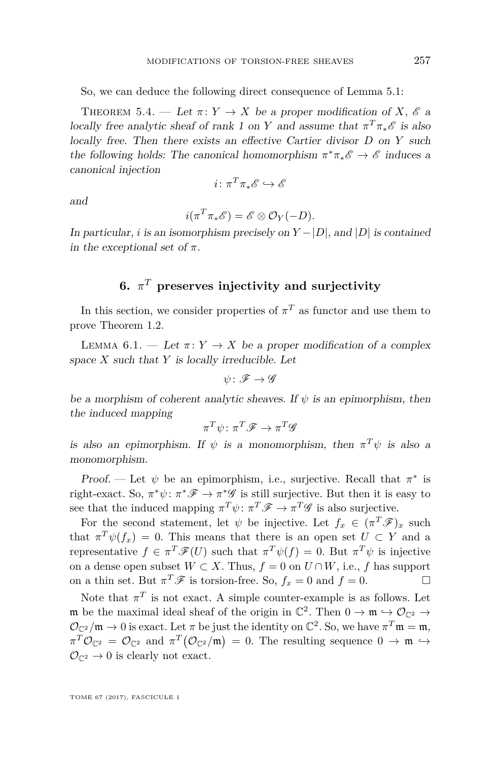So, we can deduce the following direct consequence of Lemma 5.1:

Theorem 5.4. — *Let $\pi\colon Y \to X$ be a proper modification of $X$, $\mathscr{E}$ a locally free analytic sheaf of rank 1 on $Y$ and assume that $\pi^T\pi_*\mathscr{E}$ is also locally free. Then there exists an effective Cartier divisor $D$ on $Y$ such the following holds: The canonical homomorphism $\pi^*\pi_*\mathscr{E} \to \mathscr{E}$ induces a canonical injection*

$$i\colon \pi^T\pi_*\mathscr{E} \hookrightarrow \mathscr{E}$$

*and*

$$i(\pi^T\pi_*\mathscr{E}) = \mathscr{E} \otimes \mathcal{O}_Y(-D).$$

*In particular, $i$ is an isomorphism precisely on $Y - |D|$, and $|D|$ is contained in the exceptional set of $\pi$.*

## 6. $\pi^T$ preserves injectivity and surjectivity

In this section, we consider properties of $\pi^T$ as functor and use them to prove Theorem 1.2.

Lemma 6.1. — *Let $\pi\colon Y \to X$ be a proper modification of a complex space $X$ such that $Y$ is locally irreducible. Let*

$$\psi\colon \mathscr{F} \to \mathscr{G}$$

*be a morphism of coherent analytic sheaves. If $\psi$ is an epimorphism, then the induced mapping*

$$\pi^T\psi\colon \pi^T\mathscr{F} \to \pi^T\mathscr{G}$$

*is also an epimorphism. If $\psi$ is a monomorphism, then $\pi^T\psi$ is also a monomorphism.*

*Proof.* — Let $\psi$ be an epimorphism, i.e., surjective. Recall that $\pi^*$ is right-exact. So, $\pi^*\psi\colon \pi^*\mathscr{F} \to \pi^*\mathscr{G}$ is still surjective. But then it is easy to see that the induced mapping $\pi^T\psi\colon \pi^T\mathscr{F} \to \pi^T\mathscr{G}$ is also surjective.

For the second statement, let $\psi$ be injective. Let $f_x \in (\pi^T\mathscr{F})_x$ such that $\pi^T\psi(f_x) = 0$. This means that there is an open set $U \subset Y$ and a representative $f \in \pi^T\mathscr{F}(U)$ such that $\pi^T\psi(f) = 0$. But $\pi^T\psi$ is injective on a dense open subset $W \subset X$. Thus, $f = 0$ on $U \cap W$, i.e., $f$ has support on a thin set. But $\pi^T\mathscr{F}$ is torsion-free. So, $f_x = 0$ and $f = 0$. □

Note that $\pi^T$ is not exact. A simple counter-example is as follows. Let $\mathfrak{m}$ be the maximal ideal sheaf of the origin in $\mathbb{C}^2$. Then $0 \to \mathfrak{m} \hookrightarrow \mathcal{O}_{\mathbb{C}^2} \to \mathcal{O}_{\mathbb{C}^2}/\mathfrak{m} \to 0$ is exact. Let $\pi$ be just the identity on $\mathbb{C}^2$. So, we have $\pi^T\mathfrak{m} = \mathfrak{m}$, $\pi^T\mathcal{O}_{\mathbb{C}^2} = \mathcal{O}_{\mathbb{C}^2}$ and $\pi^T\big(\mathcal{O}_{\mathbb{C}^2}/\mathfrak{m}\big) = 0$. The resulting sequence $0 \to \mathfrak{m} \hookrightarrow \mathcal{O}_{\mathbb{C}^2} \to 0$ is clearly not exact.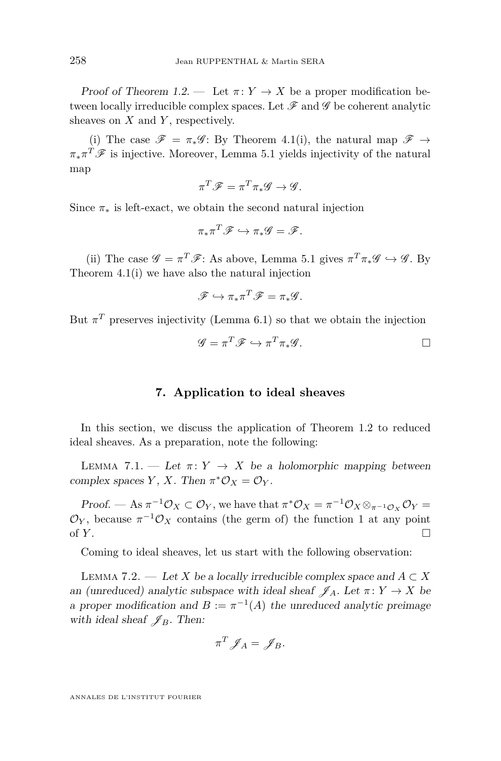*Proof of Theorem 1.2.* — Let $\pi\colon Y \to X$ be a proper modification between locally irreducible complex spaces. Let $\mathscr{F}$ and $\mathscr{G}$ be coherent analytic sheaves on $X$ and $Y$, respectively.

(i) The case $\mathscr{F} = \pi_*\mathscr{G}$: By Theorem 4.1(i), the natural map $\mathscr{F} \to \pi_*\pi^T\mathscr{F}$ is injective. Moreover, Lemma 5.1 yields injectivity of the natural map

$$\pi^T\mathscr{F} = \pi^T\pi_*\mathscr{G} \to \mathscr{G}.$$

Since $\pi_*$ is left-exact, we obtain the second natural injection

$$\pi_*\pi^T\mathscr{F} \hookrightarrow \pi_*\mathscr{G} = \mathscr{F}.$$

(ii) The case $\mathscr{G} = \pi^T\mathscr{F}$: As above, Lemma 5.1 gives $\pi^T\pi_*\mathscr{G} \hookrightarrow \mathscr{G}$. By Theorem 4.1(i) we have also the natural injection

$$\mathscr{F} \hookrightarrow \pi_*\pi^T\mathscr{F} = \pi_*\mathscr{G}.$$

But $\pi^T$ preserves injectivity (Lemma 6.1) so that we obtain the injection

$$\mathscr{G} = \pi^T\mathscr{F} \hookrightarrow \pi^T\pi_*\mathscr{G}. \qquad \square$$

## 7. Application to ideal sheaves

In this section, we discuss the application of Theorem 1.2 to reduced ideal sheaves. As a preparation, note the following:

Lemma 7.1. — *Let $\pi\colon Y \to X$ be a holomorphic mapping between complex spaces $Y$, $X$. Then $\pi^*\mathcal{O}_X = \mathcal{O}_Y$.*

*Proof.* — As $\pi^{-1}\mathcal{O}_X \subset \mathcal{O}_Y$, we have that $\pi^*\mathcal{O}_X = \pi^{-1}\mathcal{O}_X \otimes_{\pi^{-1}\mathcal{O}_X} \mathcal{O}_Y = \mathcal{O}_Y$, because $\pi^{-1}\mathcal{O}_X$ contains (the germ of) the function 1 at any point of $Y$. $\square$

Coming to ideal sheaves, let us start with the following observation:

Lemma 7.2. — *Let $X$ be a locally irreducible complex space and $A \subset X$ an (unreduced) analytic subspace with ideal sheaf $\mathscr{J}_A$. Let $\pi\colon Y \to X$ be a proper modification and $B := \pi^{-1}(A)$ the unreduced analytic preimage with ideal sheaf $\mathscr{J}_B$. Then:*

$$\pi^T\mathscr{J}_A = \mathscr{J}_B.$$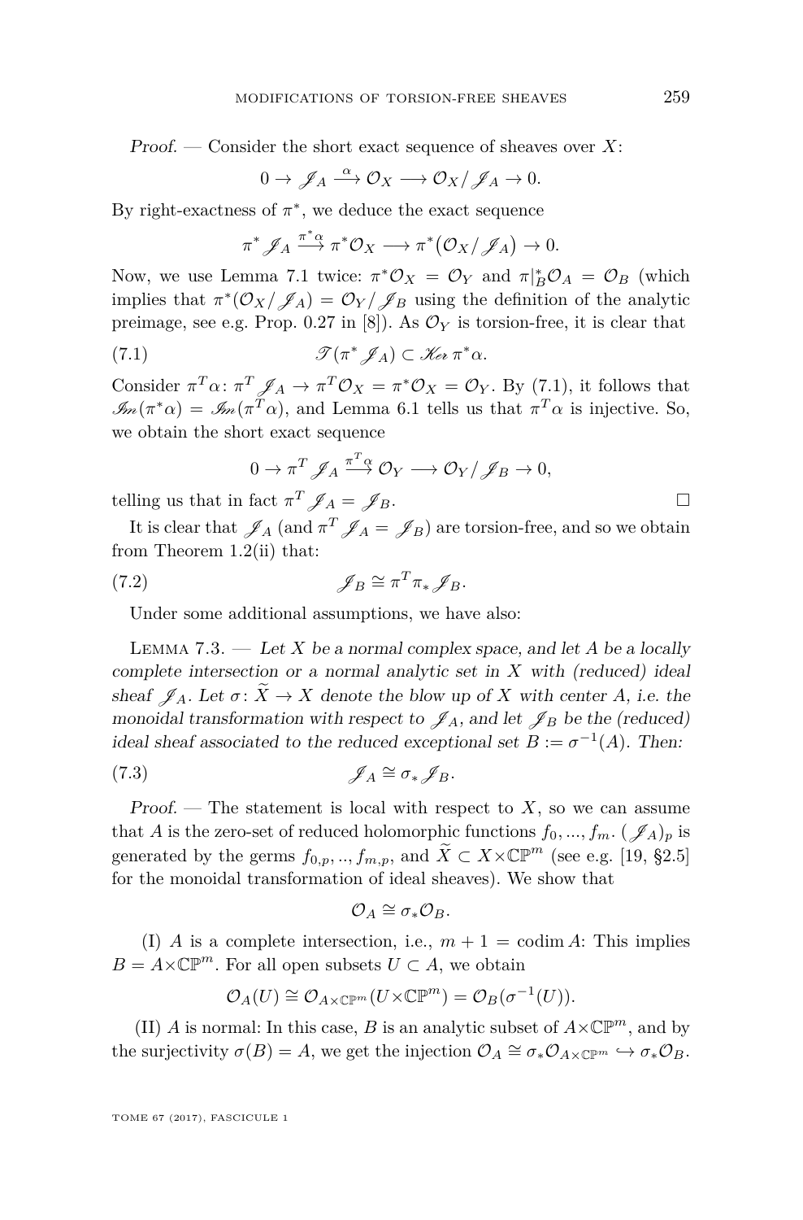*Proof.* — Consider the short exact sequence of sheaves over $X$:

$$0 \to \mathscr{J}_A \xrightarrow{\alpha} \mathcal{O}_X \longrightarrow \mathcal{O}_X / \mathscr{J}_A \to 0.$$

By right-exactness of $\pi^*$, we deduce the exact sequence

$$\pi^* \mathscr{J}_A \xrightarrow{\pi^* \alpha} \pi^* \mathcal{O}_X \longrightarrow \pi^* \big( \mathcal{O}_X / \mathscr{J}_A \big) \to 0.$$

Now, we use Lemma 7.1 twice: $\pi^* \mathcal{O}_X = \mathcal{O}_Y$ and $\pi|_B^* \mathcal{O}_A = \mathcal{O}_B$ (which implies that $\pi^*(\mathcal{O}_X / \mathscr{J}_A) = \mathcal{O}_Y / \mathscr{J}_B$ using the definition of the analytic preimage, see e.g. Prop. 0.27 in [8]). As $\mathcal{O}_Y$ is torsion-free, it is clear that

$$\mathscr{T}(\pi^* \mathscr{J}_A) \subset \mathscr{K}\!er\, \pi^* \alpha. \tag{7.1}$$

Consider $\pi^T \alpha \colon \pi^T \mathscr{J}_A \to \pi^T \mathcal{O}_X = \pi^* \mathcal{O}_X = \mathcal{O}_Y$. By (7.1), it follows that $\mathscr{I}\!m(\pi^* \alpha) = \mathscr{I}\!m(\pi^T \alpha)$, and Lemma 6.1 tells us that $\pi^T \alpha$ is injective. So, we obtain the short exact sequence

$$0 \to \pi^T \mathscr{J}_A \xrightarrow{\pi^T \alpha} \mathcal{O}_Y \longrightarrow \mathcal{O}_Y / \mathscr{J}_B \to 0,$$

telling us that in fact $\pi^T \mathscr{J}_A = \mathscr{J}_B$. □

It is clear that $\mathscr{J}_A$ (and $\pi^T \mathscr{J}_A = \mathscr{J}_B$) are torsion-free, and so we obtain from Theorem 1.2(ii) that:

$$\mathscr{J}_B \cong \pi^T \pi_* \mathscr{J}_B. \tag{7.2}$$

Under some additional assumptions, we have also:

Lemma 7.3. — *Let $X$ be a normal complex space, and let $A$ be a locally complete intersection or a normal analytic set in $X$ with (reduced) ideal sheaf $\mathscr{J}_A$. Let $\sigma \colon \widetilde{X} \to X$ denote the blow up of $X$ with center $A$, i.e. the monoidal transformation with respect to $\mathscr{J}_A$, and let $\mathscr{J}_B$ be the (reduced) ideal sheaf associated to the reduced exceptional set $B := \sigma^{-1}(A)$. Then:*

$$\mathscr{J}_A \cong \sigma_* \mathscr{J}_B. \tag{7.3}$$

*Proof.* — The statement is local with respect to $X$, so we can assume that $A$ is the zero-set of reduced holomorphic functions $f_0, ..., f_m$. $(\mathscr{J}_A)_p$ is generated by the germs $f_{0,p}, .., f_{m,p}$, and $\widetilde{X} \subset X \times \mathbb{CP}^m$ (see e.g. [19, §2.5] for the monoidal transformation of ideal sheaves). We show that

$$\mathcal{O}_A \cong \sigma_* \mathcal{O}_B.$$

(I) $A$ is a complete intersection, i.e., $m + 1 = \operatorname{codim} A$: This implies $B = A \times \mathbb{CP}^m$. For all open subsets $U \subset A$, we obtain

$$\mathcal{O}_A(U) \cong \mathcal{O}_{A \times \mathbb{CP}^m}(U \times \mathbb{CP}^m) = \mathcal{O}_B(\sigma^{-1}(U)).$$

(II) $A$ is normal: In this case, $B$ is an analytic subset of $A \times \mathbb{CP}^m$, and by the surjectivity $\sigma(B) = A$, we get the injection $\mathcal{O}_A \cong \sigma_* \mathcal{O}_{A \times \mathbb{CP}^m} \hookrightarrow \sigma_* \mathcal{O}_B$.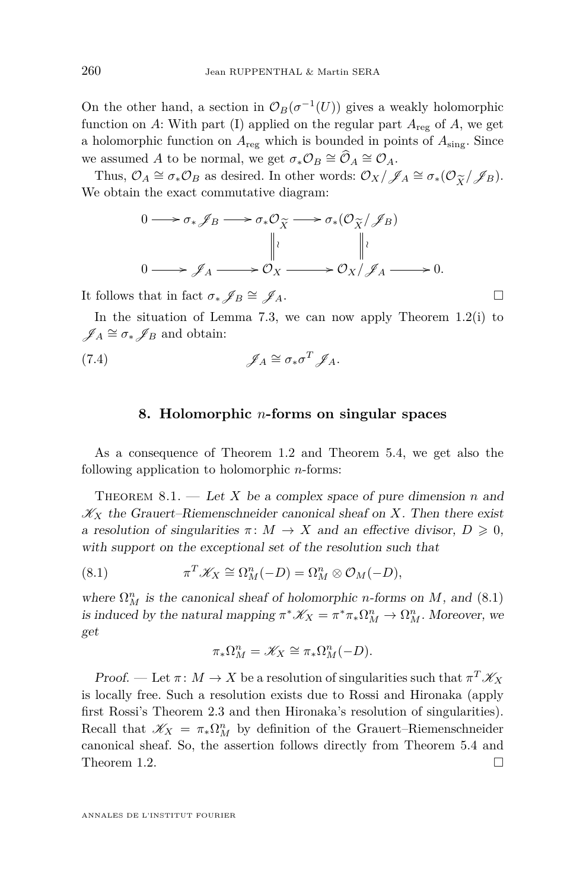On the other hand, a section in $\mathcal{O}_B(\sigma^{-1}(U))$ gives a weakly holomorphic function on $A$: With part (I) applied on the regular part $A_{\text{reg}}$ of $A$, we get a holomorphic function on $A_{\text{reg}}$ which is bounded in points of $A_{\text{sing}}$. Since we assumed $A$ to be normal, we get $\sigma_* \mathcal{O}_B \cong \widehat{\mathcal{O}}_A \cong \mathcal{O}_A$.

Thus, $\mathcal{O}_A \cong \sigma_* \mathcal{O}_B$ as desired. In other words: $\mathcal{O}_X / \mathscr{J}_A \cong \sigma_*(\mathcal{O}_{\widetilde{X}} / \mathscr{J}_B)$. We obtain the exact commutative diagram:

$$\begin{array}{ccccccccc}
0 & \longrightarrow & \sigma_* \mathscr{J}_B & \longrightarrow & \sigma_* \mathcal{O}_{\widetilde{X}} & \longrightarrow & \sigma_*(\mathcal{O}_{\widetilde{X}} / \mathscr{J}_B) & & \\
 & & & & \| \wr & & \| \wr & & \\
0 & \longrightarrow & \mathscr{J}_A & \longrightarrow & \mathcal{O}_X & \longrightarrow & \mathcal{O}_X / \mathscr{J}_A & \longrightarrow & 0.
\end{array}$$

It follows that in fact $\sigma_* \mathscr{J}_B \cong \mathscr{J}_A$. $\square$

In the situation of Lemma 7.3, we can now apply Theorem 1.2(i) to $\mathscr{J}_A \cong \sigma_* \mathscr{J}_B$ and obtain:

$$\mathscr{J}_A \cong \sigma_* \sigma^T \mathscr{J}_A. \tag{7.4}$$

## 8. Holomorphic $n$-forms on singular spaces

As a consequence of Theorem 1.2 and Theorem 5.4, we get also the following application to holomorphic $n$-forms:

Theorem 8.1. — *Let $X$ be a complex space of pure dimension $n$ and $\mathscr{K}_X$ the Grauert–Riemenschneider canonical sheaf on $X$. Then there exist a resolution of singularities $\pi\colon M \to X$ and an effective divisor, $D \geqslant 0$, with support on the exceptional set of the resolution such that*

$$\pi^T \mathscr{K}_X \cong \Omega^n_M(-D) = \Omega^n_M \otimes \mathcal{O}_M(-D), \tag{8.1}$$

*where $\Omega^n_M$ is the canonical sheaf of holomorphic $n$-forms on $M$, and (8.1) is induced by the natural mapping $\pi^* \mathscr{K}_X = \pi^* \pi_* \Omega^n_M \to \Omega^n_M$. Moreover, we get*

$$\pi_* \Omega^n_M = \mathscr{K}_X \cong \pi_* \Omega^n_M(-D).$$

*Proof.* — Let $\pi\colon M \to X$ be a resolution of singularities such that $\pi^T \mathscr{K}_X$ is locally free. Such a resolution exists due to Rossi and Hironaka (apply first Rossi's Theorem 2.3 and then Hironaka's resolution of singularities). Recall that $\mathscr{K}_X = \pi_* \Omega^n_M$ by definition of the Grauert–Riemenschneider canonical sheaf. So, the assertion follows directly from Theorem 5.4 and Theorem 1.2. $\square$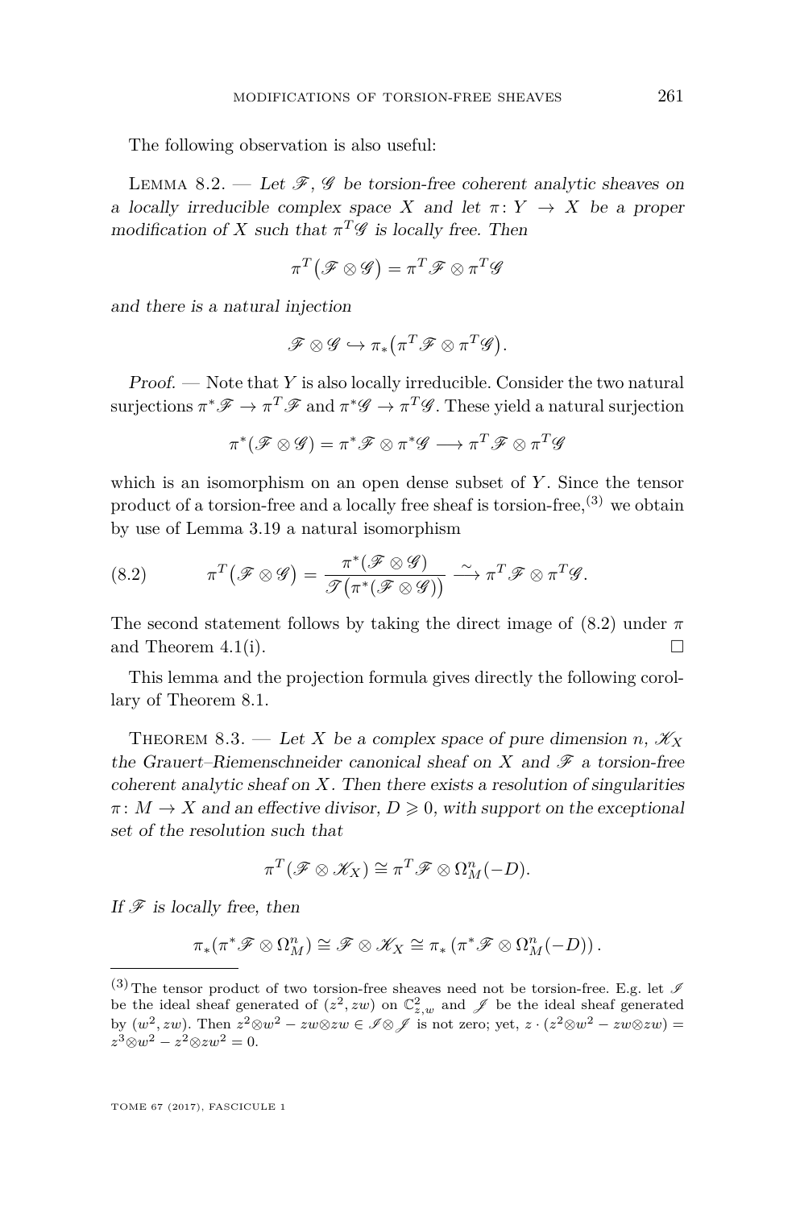The following observation is also useful:

Lemma 8.2. — *Let $\mathscr{F}$, $\mathscr{G}$ be torsion-free coherent analytic sheaves on a locally irreducible complex space $X$ and let $\pi\colon Y \to X$ be a proper modification of $X$ such that $\pi^T\mathscr{G}$ is locally free. Then*

$$\pi^T\big(\mathscr{F}\otimes\mathscr{G}\big) = \pi^T\mathscr{F}\otimes\pi^T\mathscr{G}$$

*and there is a natural injection*

$$\mathscr{F}\otimes\mathscr{G}\hookrightarrow \pi_*\big(\pi^T\mathscr{F}\otimes\pi^T\mathscr{G}\big).$$

*Proof.* — Note that $Y$ is also locally irreducible. Consider the two natural surjections $\pi^*\mathscr{F}\to\pi^T\mathscr{F}$ and $\pi^*\mathscr{G}\to\pi^T\mathscr{G}$. These yield a natural surjection

$$\pi^*(\mathscr{F}\otimes\mathscr{G}) = \pi^*\mathscr{F}\otimes\pi^*\mathscr{G}\longrightarrow \pi^T\mathscr{F}\otimes\pi^T\mathscr{G}$$

which is an isomorphism on an open dense subset of $Y$. Since the tensor product of a torsion-free and a locally free sheaf is torsion-free,[3] we obtain by use of Lemma 3.19 a natural isomorphism

$$\pi^T\big(\mathscr{F}\otimes\mathscr{G}\big) = \frac{\pi^*(\mathscr{F}\otimes\mathscr{G})}{\mathscr{T}\big(\pi^*(\mathscr{F}\otimes\mathscr{G})\big)} \xrightarrow{\ \sim\ } \pi^T\mathscr{F}\otimes\pi^T\mathscr{G}. \tag{8.2}$$

The second statement follows by taking the direct image of (8.2) under $\pi$ and Theorem 4.1(i). □

This lemma and the projection formula gives directly the following corollary of Theorem 8.1.

Theorem 8.3. — *Let $X$ be a complex space of pure dimension $n$, $\mathscr{K}_X$ the Grauert–Riemenschneider canonical sheaf on $X$ and $\mathscr{F}$ a torsion-free coherent analytic sheaf on $X$. Then there exists a resolution of singularities $\pi\colon M\to X$ and an effective divisor, $D\geqslant 0$, with support on the exceptional set of the resolution such that*

$$\pi^T(\mathscr{F}\otimes\mathscr{K}_X)\cong\pi^T\mathscr{F}\otimes\Omega^n_M(-D).$$

*If $\mathscr{F}$ is locally free, then*

$$\pi_*(\pi^*\mathscr{F}\otimes\Omega^n_M)\cong\mathscr{F}\otimes\mathscr{K}_X\cong\pi_*\left(\pi^*\mathscr{F}\otimes\Omega^n_M(-D)\right).$$

---

[3] The tensor product of two torsion-free sheaves need not be torsion-free. E.g. let $\mathscr{I}$ be the ideal sheaf generated of $(z^2, zw)$ on $\mathbb{C}^2_{z,w}$ and $\mathscr{J}$ be the ideal sheaf generated by $(w^2, zw)$. Then $z^2\otimes w^2 - zw\otimes zw\in\mathscr{I}\otimes\mathscr{J}$ is not zero; yet, $z\cdot(z^2\otimes w^2 - zw\otimes zw) = z^3\otimes w^2 - z^2\otimes zw^2 = 0$.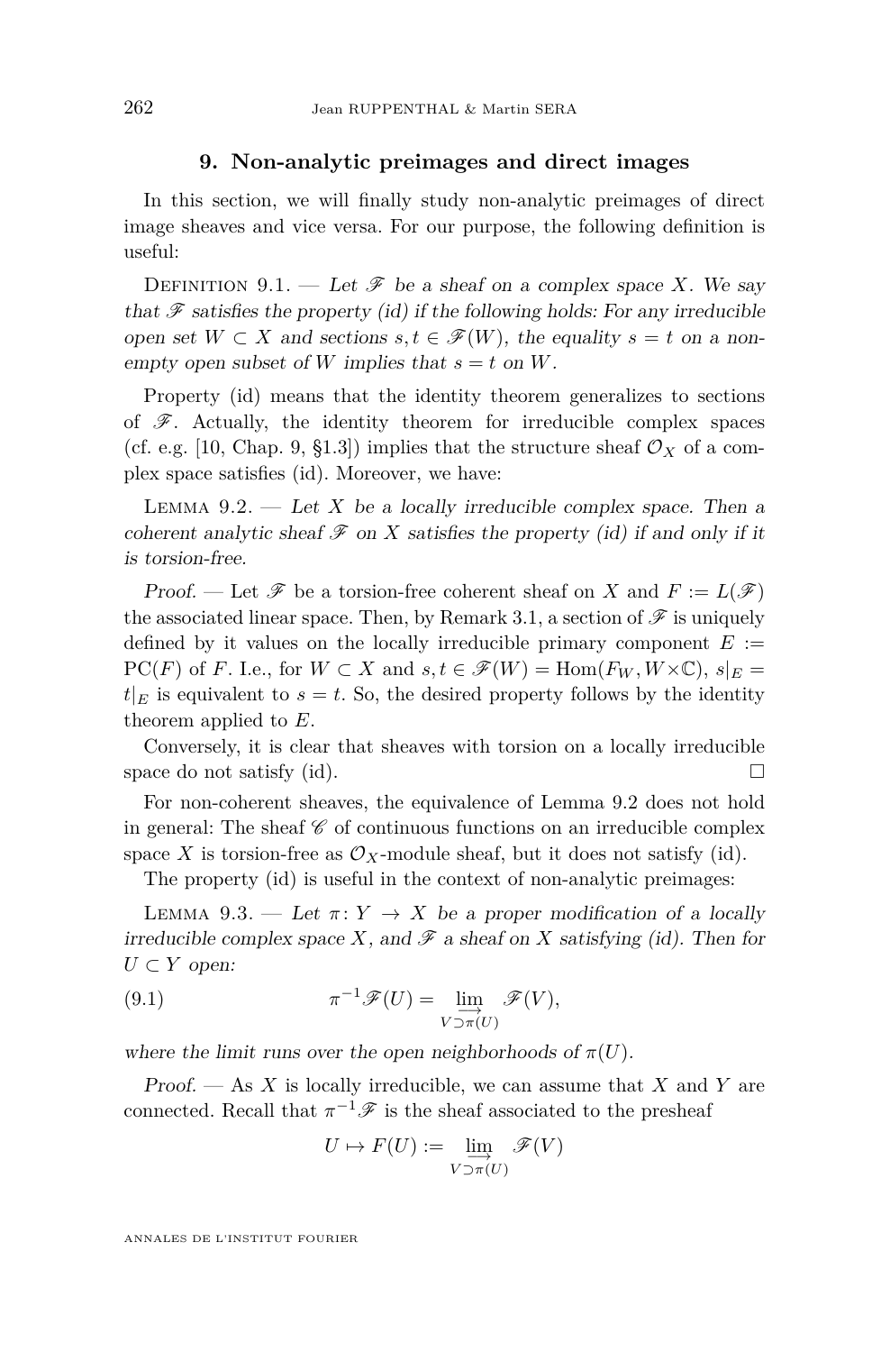## 9. Non-analytic preimages and direct images

In this section, we will finally study non-analytic preimages of direct image sheaves and vice versa. For our purpose, the following definition is useful:

Definition 9.1. — *Let $\mathscr{F}$ be a sheaf on a complex space $X$. We say that $\mathscr{F}$ satisfies the property (id) if the following holds: For any irreducible open set $W \subset X$ and sections $s, t \in \mathscr{F}(W)$, the equality $s = t$ on a non-empty open subset of $W$ implies that $s = t$ on $W$.*

Property (id) means that the identity theorem generalizes to sections of $\mathscr{F}$. Actually, the identity theorem for irreducible complex spaces (cf. e.g. [10, Chap. 9, §1.3]) implies that the structure sheaf $\mathcal{O}_X$ of a complex space satisfies (id). Moreover, we have:

Lemma 9.2. — *Let $X$ be a locally irreducible complex space. Then a coherent analytic sheaf $\mathscr{F}$ on $X$ satisfies the property (id) if and only if it is torsion-free.*

*Proof.* — Let $\mathscr{F}$ be a torsion-free coherent sheaf on $X$ and $F := L(\mathscr{F})$ the associated linear space. Then, by Remark 3.1, a section of $\mathscr{F}$ is uniquely defined by it values on the locally irreducible primary component $E := \mathrm{PC}(F)$ of $F$. I.e., for $W \subset X$ and $s, t \in \mathscr{F}(W) = \mathrm{Hom}(F_W, W \times \mathbb{C})$, $s|_E = t|_E$ is equivalent to $s = t$. So, the desired property follows by the identity theorem applied to $E$.

Conversely, it is clear that sheaves with torsion on a locally irreducible space do not satisfy (id). $\square$

For non-coherent sheaves, the equivalence of Lemma 9.2 does not hold in general: The sheaf $\mathscr{C}$ of continuous functions on an irreducible complex space $X$ is torsion-free as $\mathcal{O}_X$-module sheaf, but it does not satisfy (id).

The property (id) is useful in the context of non-analytic preimages:

Lemma 9.3. — *Let $\pi\colon Y \to X$ be a proper modification of a locally irreducible complex space $X$, and $\mathscr{F}$ a sheaf on $X$ satisfying (id). Then for $U \subset Y$ open:*

$$\pi^{-1}\mathscr{F}(U) = \varinjlim_{V \supset \pi(U)} \mathscr{F}(V), \tag{9.1}$$

*where the limit runs over the open neighborhoods of $\pi(U)$.*

*Proof.* — As $X$ is locally irreducible, we can assume that $X$ and $Y$ are connected. Recall that $\pi^{-1}\mathscr{F}$ is the sheaf associated to the presheaf

$$U \mapsto F(U) := \varinjlim_{V \supset \pi(U)} \mathscr{F}(V)$$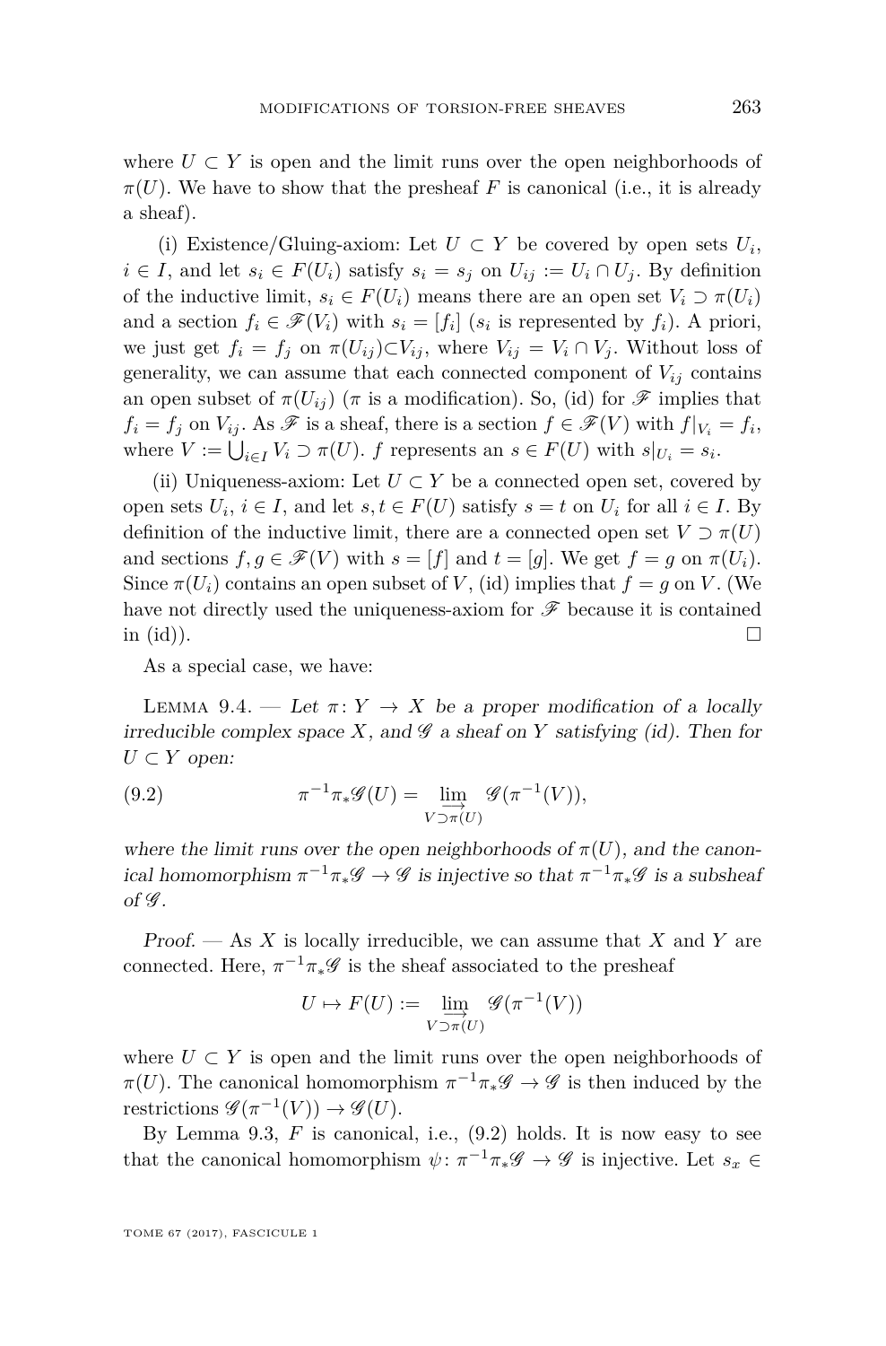where $U \subset Y$ is open and the limit runs over the open neighborhoods of $\pi(U)$. We have to show that the presheaf $F$ is canonical (i.e., it is already a sheaf).

(i) Existence/Gluing-axiom: Let $U \subset Y$ be covered by open sets $U_i$, $i \in I$, and let $s_i \in F(U_i)$ satisfy $s_i = s_j$ on $U_{ij} := U_i \cap U_j$. By definition of the inductive limit, $s_i \in F(U_i)$ means there are an open set $V_i \supset \pi(U_i)$ and a section $f_i \in \mathscr{F}(V_i)$ with $s_i = [f_i]$ ($s_i$ is represented by $f_i$). A priori, we just get $f_i = f_j$ on $\pi(U_{ij}) \subset V_{ij}$, where $V_{ij} = V_i \cap V_j$. Without loss of generality, we can assume that each connected component of $V_{ij}$ contains an open subset of $\pi(U_{ij})$ ($\pi$ is a modification). So, (id) for $\mathscr{F}$ implies that $f_i = f_j$ on $V_{ij}$. As $\mathscr{F}$ is a sheaf, there is a section $f \in \mathscr{F}(V)$ with $f|_{V_i} = f_i$, where $V := \bigcup_{i \in I} V_i \supset \pi(U)$. $f$ represents an $s \in F(U)$ with $s|_{U_i} = s_i$.

(ii) Uniqueness-axiom: Let $U \subset Y$ be a connected open set, covered by open sets $U_i$, $i \in I$, and let $s, t \in F(U)$ satisfy $s = t$ on $U_i$ for all $i \in I$. By definition of the inductive limit, there are a connected open set $V \supset \pi(U)$ and sections $f, g \in \mathscr{F}(V)$ with $s = [f]$ and $t = [g]$. We get $f = g$ on $\pi(U_i)$. Since $\pi(U_i)$ contains an open subset of $V$, (id) implies that $f = g$ on $V$. (We have not directly used the uniqueness-axiom for $\mathscr{F}$ because it is contained in (id)). $\square$

As a special case, we have:

Lemma 9.4. — *Let $\pi \colon Y \to X$ be a proper modification of a locally irreducible complex space $X$, and $\mathscr{G}$ a sheaf on $Y$ satisfying (id). Then for $U \subset Y$ open:*

$$\pi^{-1}\pi_*\mathscr{G}(U) = \varinjlim_{V \supset \pi(U)} \mathscr{G}(\pi^{-1}(V)), \tag{9.2}$$

*where the limit runs over the open neighborhoods of $\pi(U)$, and the canonical homomorphism $\pi^{-1}\pi_*\mathscr{G} \to \mathscr{G}$ is injective so that $\pi^{-1}\pi_*\mathscr{G}$ is a subsheaf of $\mathscr{G}$.*

*Proof.* — As $X$ is locally irreducible, we can assume that $X$ and $Y$ are connected. Here, $\pi^{-1}\pi_*\mathscr{G}$ is the sheaf associated to the presheaf

$$U \mapsto F(U) := \varinjlim_{V \supset \pi(U)} \mathscr{G}(\pi^{-1}(V))$$

where $U \subset Y$ is open and the limit runs over the open neighborhoods of $\pi(U)$. The canonical homomorphism $\pi^{-1}\pi_*\mathscr{G} \to \mathscr{G}$ is then induced by the restrictions $\mathscr{G}(\pi^{-1}(V)) \to \mathscr{G}(U)$.

By Lemma 9.3, $F$ is canonical, i.e., (9.2) holds. It is now easy to see that the canonical homomorphism $\psi \colon \pi^{-1}\pi_*\mathscr{G} \to \mathscr{G}$ is injective. Let $s_x \in$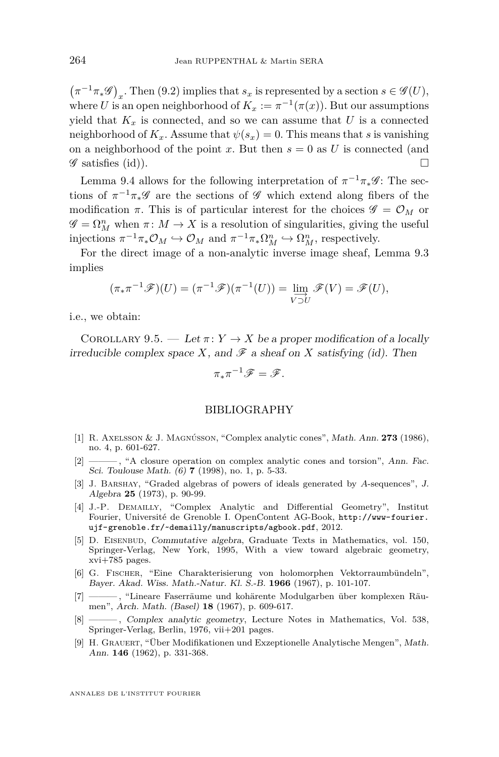$\left(\pi^{-1}\pi_*\mathscr{G}\right)_x$. Then (9.2) implies that $s_x$ is represented by a section $s \in \mathscr{G}(U)$, where $U$ is an open neighborhood of $K_x := \pi^{-1}(\pi(x))$. But our assumptions yield that $K_x$ is connected, and so we can assume that $U$ is a connected neighborhood of $K_x$. Assume that $\psi(s_x) = 0$. This means that $s$ is vanishing on a neighborhood of the point $x$. But then $s = 0$ as $U$ is connected (and $\mathscr{G}$ satisfies (id)). □

Lemma 9.4 allows for the following interpretation of $\pi^{-1}\pi_*\mathscr{G}$: The sections of $\pi^{-1}\pi_*\mathscr{G}$ are the sections of $\mathscr{G}$ which extend along fibers of the modification $\pi$. This is of particular interest for the choices $\mathscr{G} = \mathcal{O}_M$ or $\mathscr{G} = \Omega^n_M$ when $\pi\colon M \to X$ is a resolution of singularities, giving the useful injections $\pi^{-1}\pi_*\mathcal{O}_M \hookrightarrow \mathcal{O}_M$ and $\pi^{-1}\pi_*\Omega^n_M \hookrightarrow \Omega^n_M$, respectively.

For the direct image of a non-analytic inverse image sheaf, Lemma 9.3 implies

$$(\pi_*\pi^{-1}\mathscr{F})(U) = (\pi^{-1}\mathscr{F})(\pi^{-1}(U)) = \varinjlim_{V \supset U} \mathscr{F}(V) = \mathscr{F}(U),$$

i.e., we obtain:

Corollary 9.5. — *Let $\pi\colon Y \to X$ be a proper modification of a locally irreducible complex space $X$, and $\mathscr{F}$ a sheaf on $X$ satisfying (id). Then*

$$\pi_*\pi^{-1}\mathscr{F} = \mathscr{F}.$$

## BIBLIOGRAPHY

[1] R. Axelsson & J. Magnússon, "Complex analytic cones", *Math. Ann.* **273** (1986), no. 4, p. 601-627.

[2] ———, "A closure operation on complex analytic cones and torsion", *Ann. Fac. Sci. Toulouse Math. (6)* **7** (1998), no. 1, p. 5-33.

[3] J. Barshay, "Graded algebras of powers of ideals generated by $A$-sequences", *J. Algebra* **25** (1973), p. 90-99.

[4] J.-P. Demailly, "Complex Analytic and Differential Geometry", Institut Fourier, Université de Grenoble I. OpenContent AG-Book, http://www-fourier.ujf-grenoble.fr/~demailly/manuscripts/agbook.pdf, 2012.

[5] D. Eisenbud, *Commutative algebra*, Graduate Texts in Mathematics, vol. 150, Springer-Verlag, New York, 1995, With a view toward algebraic geometry, xvi+785 pages.

[6] G. Fischer, "Eine Charakterisierung von holomorphen Vektorraumbündeln", *Bayer. Akad. Wiss. Math.-Natur. Kl. S.-B.* **1966** (1967), p. 101-107.

[7] ———, "Lineare Faserräume und kohärente Modulgarben über komplexen Räumen", *Arch. Math. (Basel)* **18** (1967), p. 609-617.

[8] ———, *Complex analytic geometry*, Lecture Notes in Mathematics, Vol. 538, Springer-Verlag, Berlin, 1976, vii+201 pages.

[9] H. Grauert, "Über Modifikationen und Exzeptionelle Analytische Mengen", *Math. Ann.* **146** (1962), p. 331-368.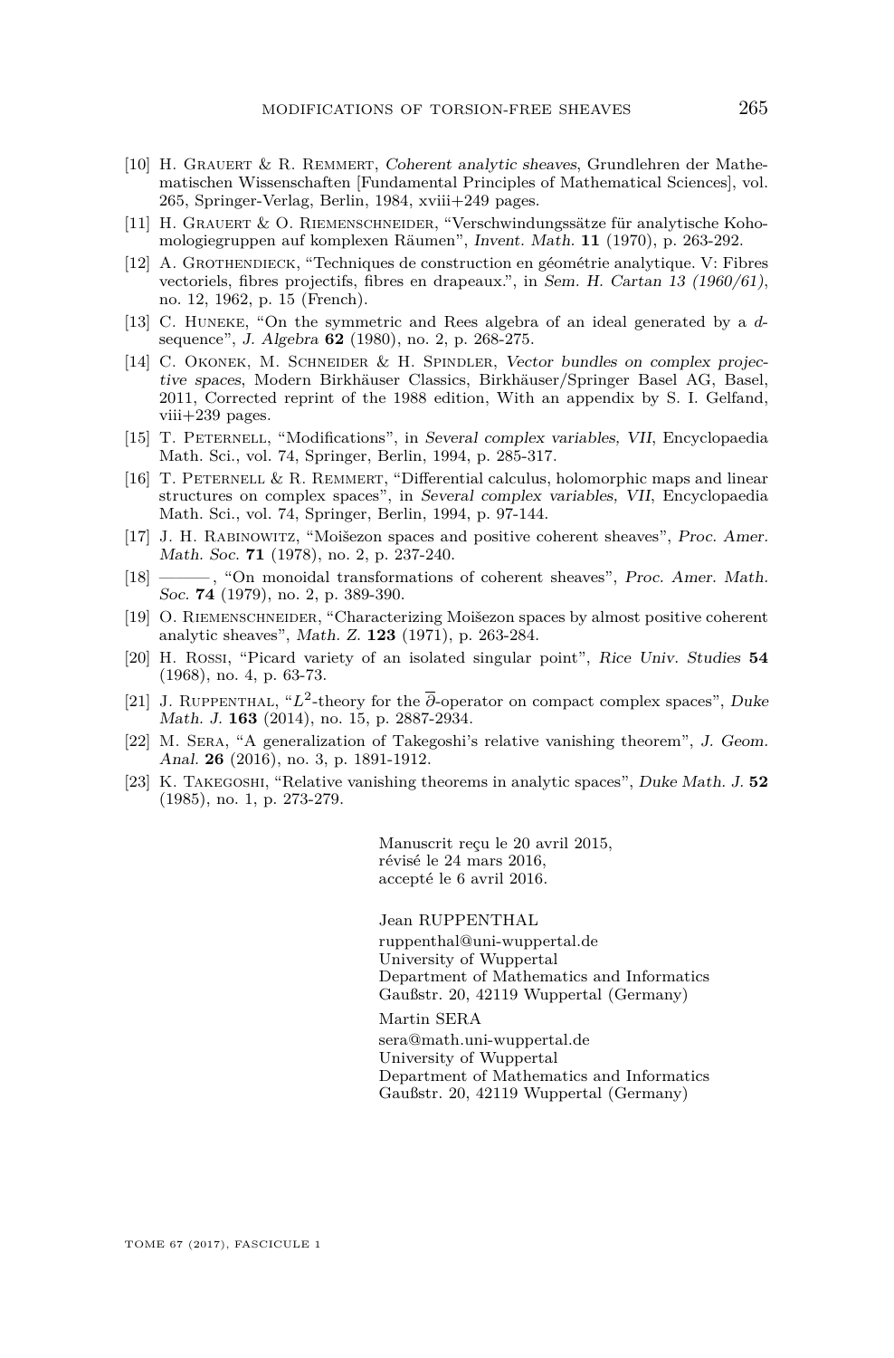[10] H. Grauert & R. Remmert, *Coherent analytic sheaves*, Grundlehren der Mathematischen Wissenschaften [Fundamental Principles of Mathematical Sciences], vol. 265, Springer-Verlag, Berlin, 1984, xviii+249 pages.

[11] H. Grauert & O. Riemenschneider, "Verschwindungssätze für analytische Kohomologiegruppen auf komplexen Räumen", *Invent. Math.* **11** (1970), p. 263-292.

[12] A. Grothendieck, "Techniques de construction en géométrie analytique. V: Fibres vectoriels, fibres projectifs, fibres en drapeaux.", in *Sem. H. Cartan 13 (1960/61)*, no. 12, 1962, p. 15 (French).

[13] C. Huneke, "On the symmetric and Rees algebra of an ideal generated by a $d$-sequence", *J. Algebra* **62** (1980), no. 2, p. 268-275.

[14] C. Okonek, M. Schneider & H. Spindler, *Vector bundles on complex projective spaces*, Modern Birkhäuser Classics, Birkhäuser/Springer Basel AG, Basel, 2011, Corrected reprint of the 1988 edition, With an appendix by S. I. Gelfand, viii+239 pages.

[15] T. Peternell, "Modifications", in *Several complex variables, VII*, Encyclopaedia Math. Sci., vol. 74, Springer, Berlin, 1994, p. 285-317.

[16] T. Peternell & R. Remmert, "Differential calculus, holomorphic maps and linear structures on complex spaces", in *Several complex variables, VII*, Encyclopaedia Math. Sci., vol. 74, Springer, Berlin, 1994, p. 97-144.

[17] J. H. Rabinowitz, "Moišezon spaces and positive coherent sheaves", *Proc. Amer. Math. Soc.* **71** (1978), no. 2, p. 237-240.

[18] ———, "On monoidal transformations of coherent sheaves", *Proc. Amer. Math. Soc.* **74** (1979), no. 2, p. 389-390.

[19] O. Riemenschneider, "Characterizing Moišezon spaces by almost positive coherent analytic sheaves", *Math. Z.* **123** (1971), p. 263-284.

[20] H. Rossi, "Picard variety of an isolated singular point", *Rice Univ. Studies* **54** (1968), no. 4, p. 63-73.

[21] J. Ruppenthal, "$L^2$-theory for the $\overline{\partial}$-operator on compact complex spaces", *Duke Math. J.* **163** (2014), no. 15, p. 2887-2934.

[22] M. Sera, "A generalization of Takegoshi's relative vanishing theorem", *J. Geom. Anal.* **26** (2016), no. 3, p. 1891-1912.

[23] K. Takegoshi, "Relative vanishing theorems in analytic spaces", *Duke Math. J.* **52** (1985), no. 1, p. 273-279.

Manuscrit reçu le 20 avril 2015,
révisé le 24 mars 2016,
accepté le 6 avril 2016.

Jean RUPPENTHAL
ruppenthal@uni-wuppertal.de
University of Wuppertal
Department of Mathematics and Informatics
Gaußstr. 20, 42119 Wuppertal (Germany)

Martin SERA
sera@math.uni-wuppertal.de
University of Wuppertal
Department of Mathematics and Informatics
Gaußstr. 20, 42119 Wuppertal (Germany)